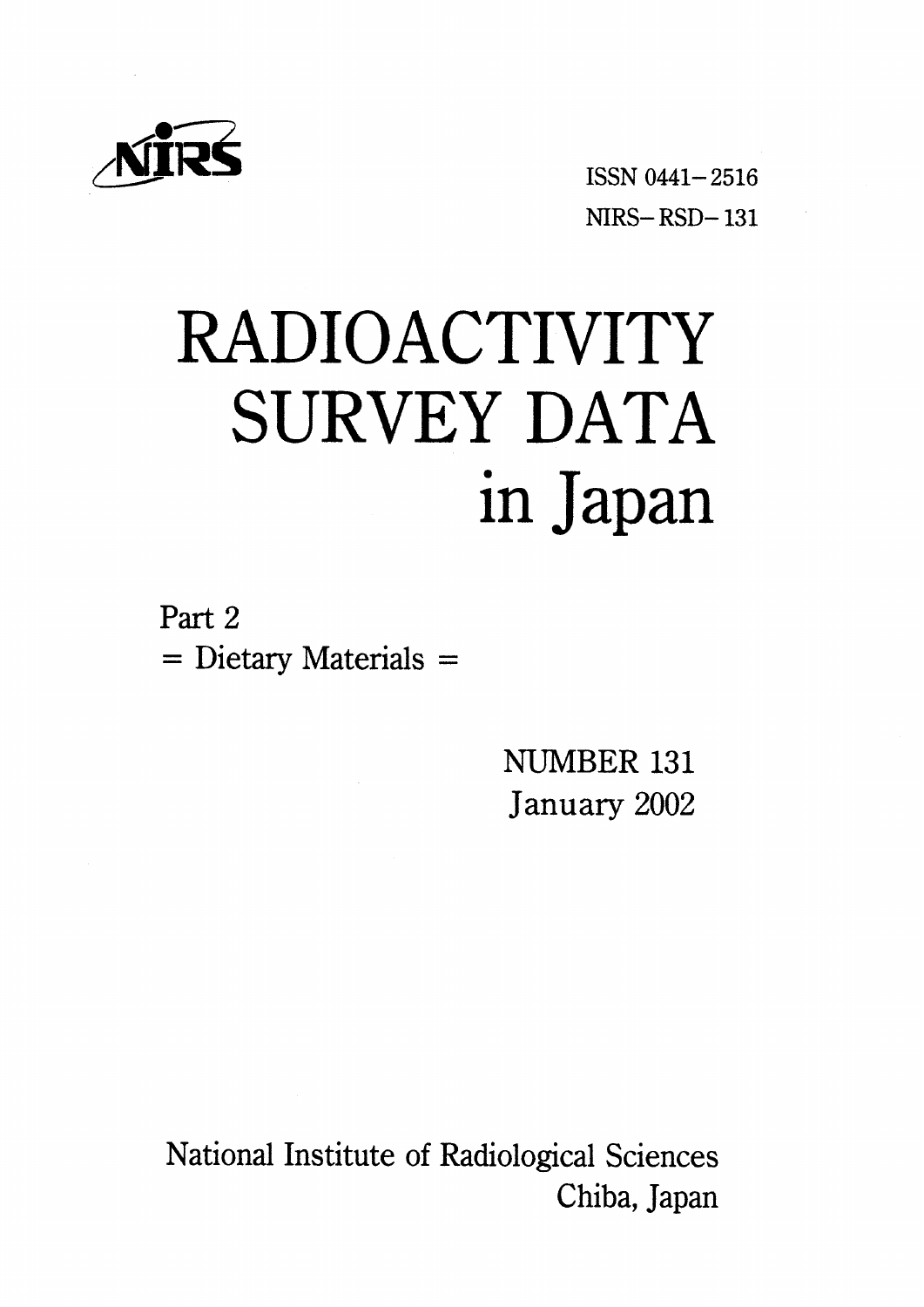NIRS

ISSN 0441-2516

NIRS-RSD-131

# RADIOACTIVITY SURVEY DATA in Japan

Part 2

= Dietary Materials =

NUMBER 131

January 2002

National Institute of Radiological Sciences

Chiba, Japan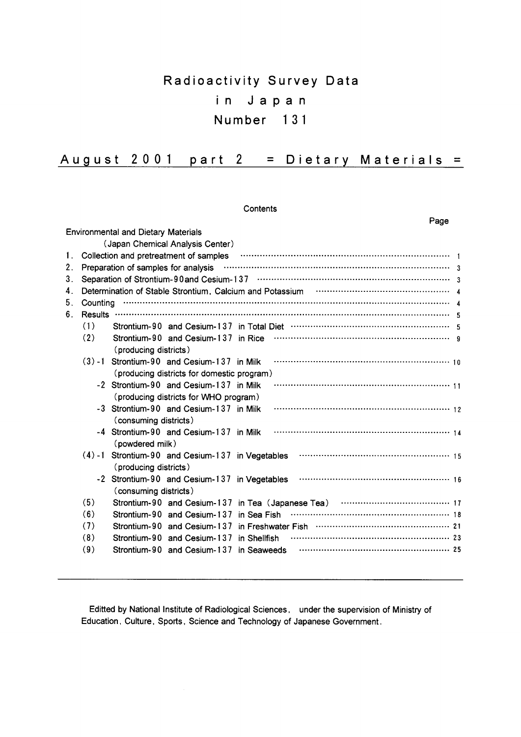# Radioactivity Survey Data in Japan Number 131

## August 2001 part 2 = Dietary Materials =

Contents

| | Page |
|---|---|
| **Environmental and Dietary Materials** | |
| (Japan Chemical Analysis Center) | |
| 1. Collection and pretreatment of samples | 1 |
| 2. Preparation of samples for analysis | 3 |
| 3. Separation of Strontium-90 and Cesium-137 | 3 |
| 4. Determination of Stable Strontium, Calcium and Potassium | 4 |
| 5. Counting | 4 |
| 6. Results | 5 |
| (1) Strontium-90 and Cesium-137 in Total Diet | 5 |
| (2) Strontium-90 and Cesium-137 in Rice (producing districts) | 9 |
| (3)-1 Strontium-90 and Cesium-137 in Milk (producing districts for domestic program) | 10 |
| -2 Strontium-90 and Cesium-137 in Milk (producing districts for WHO program) | 11 |
| -3 Strontium-90 and Cesium-137 in Milk (consuming districts) | 12 |
| -4 Strontium-90 and Cesium-137 in Milk (powdered milk) | 14 |
| (4)-1 Strontium-90 and Cesium-137 in Vegetables (producing districts) | 15 |
| -2 Strontium-90 and Cesium-137 in Vegetables (consuming districts) | 16 |
| (5) Strontium-90 and Cesium-137 in Tea (Japanese Tea) | 17 |
| (6) Strontium-90 and Cesium-137 in Sea Fish | 18 |
| (7) Strontium-90 and Cesium-137 in Freshwater Fish | 21 |
| (8) Strontium-90 and Cesium-137 in Shellfish | 23 |
| (9) Strontium-90 and Cesium-137 in Seaweeds | 25 |

---

Editted by National Institute of Radiological Sciences, under the supervision of Ministry of Education, Culture, Sports, Science and Technology of Japanese Government.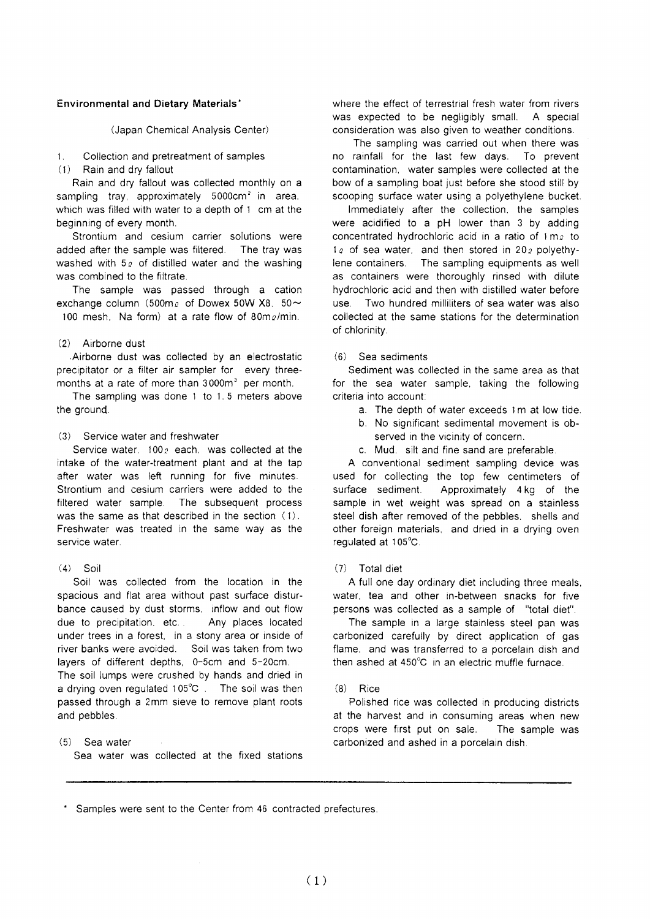## Environmental and Dietary Materials*

(Japan Chemical Analysis Center)

1. Collection and pretreatment of samples

(1) Rain and dry fallout

Rain and dry fallout was collected monthly on a sampling tray, approximately $5000 cm^2$ in area, which was filled with water to a depth of 1 cm at the beginning of every month.

Strontium and cesium carrier solutions were added after the sample was filtered. The tray was washed with 5ℓ of distilled water and the washing was combined to the filtrate.

The sample was passed through a cation exchange column (500mℓ of Dowex 50W X8, 50~100 mesh, Na form) at a rate flow of 80mℓ/min.

(2) Airborne dust

Airborne dust was collected by an electrostatic precipitator or a filter air sampler for every three-months at a rate of more than $3000 m^3$ per month.

The sampling was done 1 to 1.5 meters above the ground.

(3) Service water and freshwater

Service water, 100ℓ each, was collected at the intake of the water-treatment plant and at the tap after water was left running for five minutes. Strontium and cesium carriers were added to the filtered water sample. The subsequent process was the same as that described in the section (1). Freshwater was treated in the same way as the service water.

(4) Soil

Soil was collected from the location in the spacious and flat area without past surface disturbance caused by dust storms, inflow and out flow due to precipitation, etc.. Any places located under trees in a forest, in a stony area or inside of river banks were avoided. Soil was taken from two layers of different depths, 0-5cm and 5-20cm. The soil lumps were crushed by hands and dried in a drying oven regulated 105℃. The soil was then passed through a 2mm sieve to remove plant roots and pebbles.

(5) Sea water

Sea water was collected at the fixed stations where the effect of terrestrial fresh water from rivers was expected to be negligibly small. A special consideration was also given to weather conditions.

The sampling was carried out when there was no rainfall for the last few days. To prevent contamination, water samples were collected at the bow of a sampling boat just before she stood still by scooping surface water using a polyethylene bucket.

Immediately after the collection, the samples were acidified to a pH lower than 3 by adding concentrated hydrochloric acid in a ratio of 1mℓ to 1ℓ of sea water, and then stored in 20ℓ polyethylene containers. The sampling equipments as well as containers were thoroughly rinsed with dilute hydrochloric acid and then with distilled water before use. Two hundred milliliters of sea water was also collected at the same stations for the determination of chlorinity.

(6) Sea sediments

Sediment was collected in the same area as that for the sea water sample, taking the following criteria into account:

a. The depth of water exceeds 1m at low tide.
b. No significant sedimental movement is observed in the vicinity of concern.
c. Mud, silt and fine sand are preferable.

A conventional sediment sampling device was used for collecting the top few centimeters of surface sediment. Approximately 4kg of the sample in wet weight was spread on a stainless steel dish after removed of the pebbles, shells and other foreign materials, and dried in a drying oven regulated at 105℃.

(7) Total diet

A full one day ordinary diet including three meals, water, tea and other in-between snacks for five persons was collected as a sample of "total diet".

The sample in a large stainless steel pan was carbonized carefully by direct application of gas flame, and was transferred to a porcelain dish and then ashed at 450℃ in an electric muffle furnace.

(8) Rice

Polished rice was collected in producing districts at the harvest and in consuming areas when new crops were first put on sale. The sample was carbonized and ashed in a porcelain dish.

---

\* Samples were sent to the Center from 46 contracted prefectures.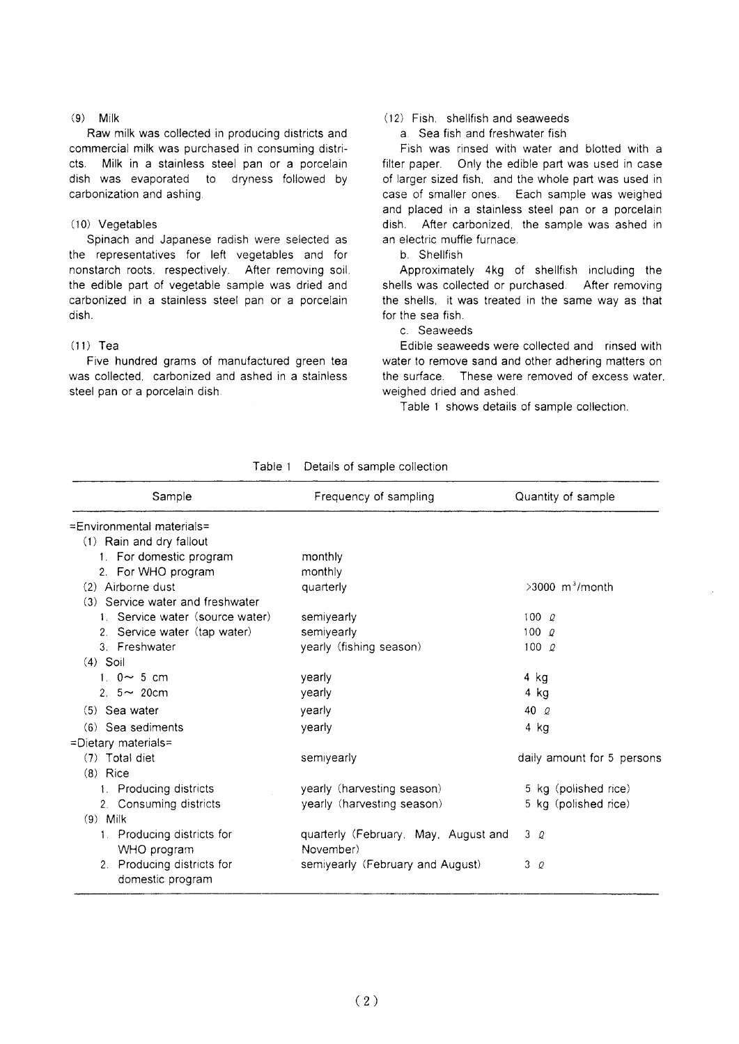(9) Milk

Raw milk was collected in producing districts and commercial milk was purchased in consuming districts. Milk in a stainless steel pan or a porcelain dish was evaporated to dryness followed by carbonization and ashing.

(10) Vegetables

Spinach and Japanese radish were selected as the representatives for left vegetables and for nonstarch roots, respectively. After removing soil, the edible part of vegetable sample was dried and carbonized in a stainless steel pan or a porcelain dish.

(11) Tea

Five hundred grams of manufactured green tea was collected, carbonized and ashed in a stainless steel pan or a porcelain dish.

(12) Fish, shellfish and seaweeds

a. Sea fish and freshwater fish

Fish was rinsed with water and blotted with a filter paper. Only the edible part was used in case of larger sized fish, and the whole part was used in case of smaller ones. Each sample was weighed and placed in a stainless steel pan or a porcelain dish. After carbonized, the sample was ashed in an electric muffle furnace.

b. Shellfish

Approximately 4kg of shellfish including the shells was collected or purchased. After removing the shells, it was treated in the same way as that for the sea fish.

c. Seaweeds

Edible seaweeds were collected and rinsed with water to remove sand and other adhering matters on the surface. These were removed of excess water, weighed dried and ashed.

Table 1 shows details of sample collection.

Table 1 Details of sample collection

| Sample | Frequency of sampling | Quantity of sample |
|---|---|---|
| =Environmental materials= | | |
| (1) Rain and dry fallout | | |
| 1. For domestic program | monthly | |
| 2. For WHO program | monthly | |
| (2) Airborne dust | quarterly | >3000 $m^3$/month |
| (3) Service water and freshwater | | |
| 1. Service water (source water) | semiyearly | 100 ℓ |
| 2. Service water (tap water) | semiyearly | 100 ℓ |
| 3. Freshwater | yearly (fishing season) | 100 ℓ |
| (4) Soil | | |
| 1. 0～ 5 cm | yearly | 4 kg |
| 2. 5～ 20cm | yearly | 4 kg |
| (5) Sea water | yearly | 40 ℓ |
| (6) Sea sediments | yearly | 4 kg |
| =Dietary materials= | | |
| (7) Total diet | semiyearly | daily amount for 5 persons |
| (8) Rice | | |
| 1. Producing districts | yearly (harvesting season) | 5 kg (polished rice) |
| 2. Consuming districts | yearly (harvesting season) | 5 kg (polished rice) |
| (9) Milk | | |
| 1. Producing districts for WHO program | quarterly (February, May, August and November) | 3 ℓ |
| 2. Producing districts for domestic program | semiyearly (February and August) | 3 ℓ |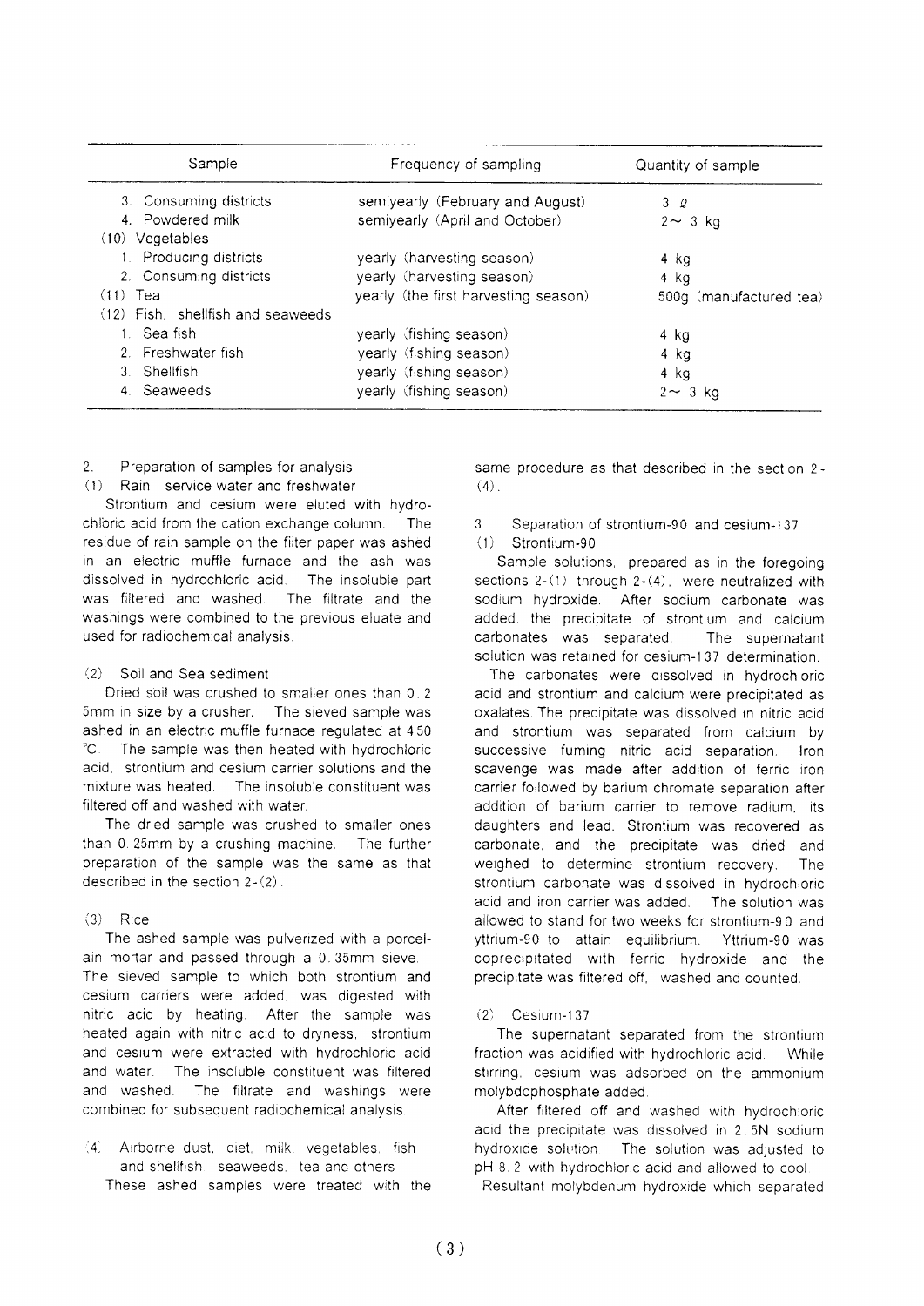| Sample | Frequency of sampling | Quantity of sample |
|---|---|---|
| 3. Consuming districts | semiyearly (February and August) | 3 ℓ |
| 4. Powdered milk | semiyearly (April and October) | 2～ 3 kg |
| (10) Vegetables | | |
| 1. Producing districts | yearly (harvesting season) | 4 kg |
| 2. Consuming districts | yearly (harvesting season) | 4 kg |
| (11) Tea | yearly (the first harvesting season) | 500g (manufactured tea) |
| (12) Fish, shellfish and seaweeds | | |
| 1. Sea fish | yearly (fishing season) | 4 kg |
| 2. Freshwater fish | yearly (fishing season) | 4 kg |
| 3. Shellfish | yearly (fishing season) | 4 kg |
| 4. Seaweeds | yearly (fishing season) | 2～ 3 kg |

2. Preparation of samples for analysis

(1) Rain, service water and freshwater

Strontium and cesium were eluted with hydrochloric acid from the cation exchange column. The residue of rain sample on the filter paper was ashed in an electric muffle furnace and the ash was dissolved in hydrochloric acid. The insoluble part was filtered and washed. The filtrate and the washings were combined to the previous eluate and used for radiochemical analysis.

(2) Soil and Sea sediment

Dried soil was crushed to smaller ones than 0.25mm in size by a crusher. The sieved sample was ashed in an electric muffle furnace regulated at 450 ℃. The sample was then heated with hydrochloric acid, strontium and cesium carrier solutions and the mixture was heated. The insoluble constituent was filtered off and washed with water.

The dried sample was crushed to smaller ones than 0.25mm by a crushing machine. The further preparation of the sample was the same as that described in the section 2-(2).

(3) Rice

The ashed sample was pulverized with a porcelain mortar and passed through a 0.35mm sieve. The sieved sample to which both strontium and cesium carriers were added, was digested with nitric acid by heating. After the sample was heated again with nitric acid to dryness, strontium and cesium were extracted with hydrochloric acid and water. The insoluble constituent was filtered and washed. The filtrate and washings were combined for subsequent radiochemical analysis.

(4) Airborne dust, diet, milk, vegetables, fish and shellfish, seaweeds, tea and others

These ashed samples were treated with the same procedure as that described in the section 2-(4).

3. Separation of strontium-90 and cesium-137

(1) Strontium-90

Sample solutions, prepared as in the foregoing sections 2-(1) through 2-(4), were neutralized with sodium hydroxide. After sodium carbonate was added, the precipitate of strontium and calcium carbonates was separated. The supernatant solution was retained for cesium-137 determination.

The carbonates were dissolved in hydrochloric acid and strontium and calcium were precipitated as oxalates. The precipitate was dissolved in nitric acid and strontium was separated from calcium by successive fuming nitric acid separation. Iron scavenge was made after addition of ferric iron carrier followed by barium chromate separation after addition of barium carrier to remove radium, its daughters and lead. Strontium was recovered as carbonate, and the precipitate was dried and weighed to determine strontium recovery. The strontium carbonate was dissolved in hydrochloric acid and iron carrier was added. The solution was allowed to stand for two weeks for strontium-90 and yttrium-90 to attain equilibrium. Yttrium-90 was coprecipitated with ferric hydroxide and the precipitate was filtered off, washed and counted.

(2) Cesium-137

The supernatant separated from the strontium fraction was acidified with hydrochloric acid. While stirring, cesium was adsorbed on the ammonium molybdophosphate added.

After filtered off and washed with hydrochloric acid the precipitate was dissolved in 2.5N sodium hydroxide solution. The solution was adjusted to pH 8.2 with hydrochloric acid and allowed to cool. Resultant molybdenum hydroxide which separated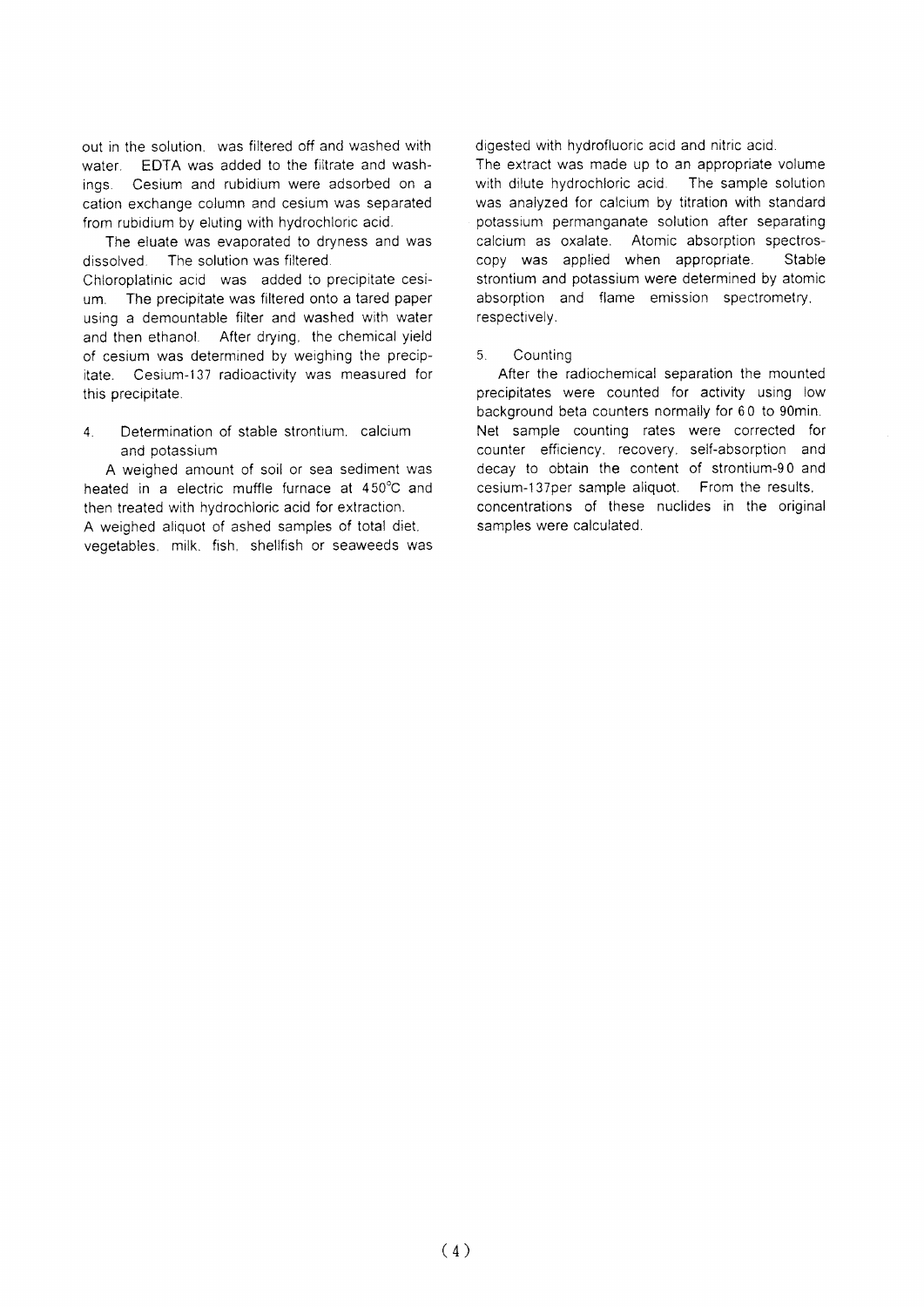out in the solution, was filtered off and washed with water. EDTA was added to the filtrate and washings. Cesium and rubidium were adsorbed on a cation exchange column and cesium was separated from rubidium by eluting with hydrochloric acid.

The eluate was evaporated to dryness and was dissolved. The solution was filtered.

Chloroplatinic acid was added to precipitate cesium. The precipitate was filtered onto a tared paper using a demountable filter and washed with water and then ethanol. After drying, the chemical yield of cesium was determined by weighing the precipitate. Cesium-137 radioactivity was measured for this precipitate.

### 4. Determination of stable strontium, calcium and potassium

A weighed amount of soil or sea sediment was heated in a electric muffle furnace at 450°C and then treated with hydrochloric acid for extraction.

A weighed aliquot of ashed samples of total diet, vegetables, milk, fish, shellfish or seaweeds was digested with hydrofluoric acid and nitric acid.

The extract was made up to an appropriate volume with dilute hydrochloric acid. The sample solution was analyzed for calcium by titration with standard potassium permanganate solution after separating calcium as oxalate. Atomic absorption spectroscopy was applied when appropriate. Stable strontium and potassium were determined by atomic absorption and flame emission spectrometry, respectively.

### 5. Counting

After the radiochemical separation the mounted precipitates were counted for activity using low background beta counters normally for 60 to 90min. Net sample counting rates were corrected for counter efficiency, recovery, self-absorption and decay to obtain the content of strontium-90 and cesium-137per sample aliquot. From the results, concentrations of these nuclides in the original samples were calculated.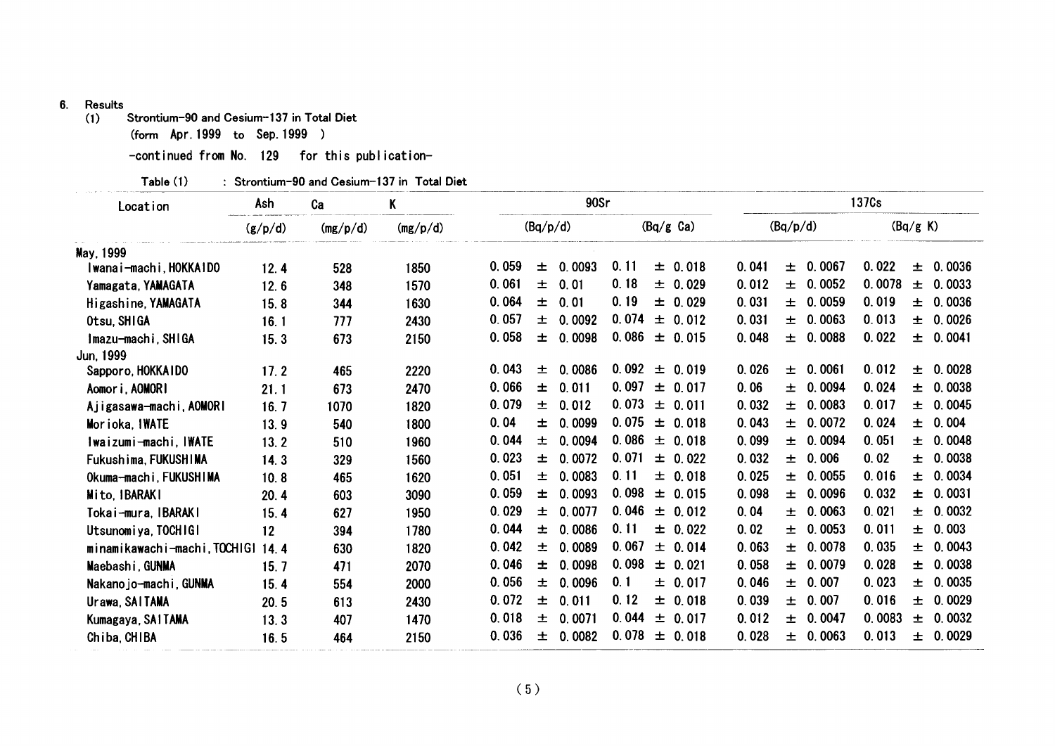6. Results

(1) Strontium-90 and Cesium-137 in Total Diet

(form Apr. 1999 to Sep. 1999 )

-continued from No. 129 for this publication-

Table (1) : Strontium-90 and Cesium-137 in Total Diet

| Location | Ash | Ca | K | 90Sr | | 137Cs | |
|---|---|---|---|---|---|---|---|
| | (g/p/d) | (mg/p/d) | (mg/p/d) | (Bq/p/d) | (Bq/g Ca) | (Bq/p/d) | (Bq/g K) |
| May, 1999 | | | | | | | |
| Iwanai-machi, HOKKAIDO | 12.4 | 528 | 1850 | 0.059 ± 0.0093 | 0.11 ± 0.018 | 0.041 ± 0.0067 | 0.022 ± 0.0036 |
| Yamagata, YAMAGATA | 12.6 | 348 | 1570 | 0.061 ± 0.01 | 0.18 ± 0.029 | 0.012 ± 0.0052 | 0.0078 ± 0.0033 |
| Higashine, YAMAGATA | 15.8 | 344 | 1630 | 0.064 ± 0.01 | 0.19 ± 0.029 | 0.031 ± 0.0059 | 0.019 ± 0.0036 |
| Otsu, SHIGA | 16.1 | 777 | 2430 | 0.057 ± 0.0092 | 0.074 ± 0.012 | 0.031 ± 0.0063 | 0.013 ± 0.0026 |
| Imazu-machi, SHIGA | 15.3 | 673 | 2150 | 0.058 ± 0.0098 | 0.086 ± 0.015 | 0.048 ± 0.0088 | 0.022 ± 0.0041 |
| Jun, 1999 | | | | | | | |
| Sapporo, HOKKAIDO | 17.2 | 465 | 2220 | 0.043 ± 0.0086 | 0.092 ± 0.019 | 0.026 ± 0.0061 | 0.012 ± 0.0028 |
| Aomori, AOMORI | 21.1 | 673 | 2470 | 0.066 ± 0.011 | 0.097 ± 0.017 | 0.06 ± 0.0094 | 0.024 ± 0.0038 |
| Ajigasawa-machi, AOMORI | 16.7 | 1070 | 1820 | 0.079 ± 0.012 | 0.073 ± 0.011 | 0.032 ± 0.0083 | 0.017 ± 0.0045 |
| Morioka, IWATE | 13.9 | 540 | 1800 | 0.04 ± 0.0099 | 0.075 ± 0.018 | 0.043 ± 0.0072 | 0.024 ± 0.004 |
| Iwaizumi-machi, IWATE | 13.2 | 510 | 1960 | 0.044 ± 0.0094 | 0.086 ± 0.018 | 0.099 ± 0.0094 | 0.051 ± 0.0048 |
| Fukushima, FUKUSHIMA | 14.3 | 329 | 1560 | 0.023 ± 0.0072 | 0.071 ± 0.022 | 0.032 ± 0.006 | 0.02 ± 0.0038 |
| Okuma-machi, FUKUSHIMA | 10.8 | 465 | 1620 | 0.051 ± 0.0083 | 0.11 ± 0.018 | 0.025 ± 0.0055 | 0.016 ± 0.0034 |
| Mito, IBARAKI | 20.4 | 603 | 3090 | 0.059 ± 0.0093 | 0.098 ± 0.015 | 0.098 ± 0.0096 | 0.032 ± 0.0031 |
| Tokai-mura, IBARAKI | 15.4 | 627 | 1950 | 0.029 ± 0.0077 | 0.046 ± 0.012 | 0.04 ± 0.0063 | 0.021 ± 0.0032 |
| Utsunomiya, TOCHIGI | 12 | 394 | 1780 | 0.044 ± 0.0086 | 0.11 ± 0.022 | 0.02 ± 0.0053 | 0.011 ± 0.003 |
| minamikawachi-machi, TOCHIGI | 14.4 | 630 | 1820 | 0.042 ± 0.0089 | 0.067 ± 0.014 | 0.063 ± 0.0078 | 0.035 ± 0.0043 |
| Maebashi, GUNMA | 15.7 | 471 | 2070 | 0.046 ± 0.0098 | 0.098 ± 0.021 | 0.058 ± 0.0079 | 0.028 ± 0.0038 |
| Nakanojo-machi, GUNMA | 15.4 | 554 | 2000 | 0.056 ± 0.0096 | 0.1 ± 0.017 | 0.046 ± 0.007 | 0.023 ± 0.0035 |
| Urawa, SAITAMA | 20.5 | 613 | 2430 | 0.072 ± 0.011 | 0.12 ± 0.018 | 0.039 ± 0.007 | 0.016 ± 0.0029 |
| Kumagaya, SAITAMA | 13.3 | 407 | 1470 | 0.018 ± 0.0071 | 0.044 ± 0.017 | 0.012 ± 0.0047 | 0.0083 ± 0.0032 |
| Chiba, CHIBA | 16.5 | 464 | 2150 | 0.036 ± 0.0082 | 0.078 ± 0.018 | 0.028 ± 0.0063 | 0.013 ± 0.0029 |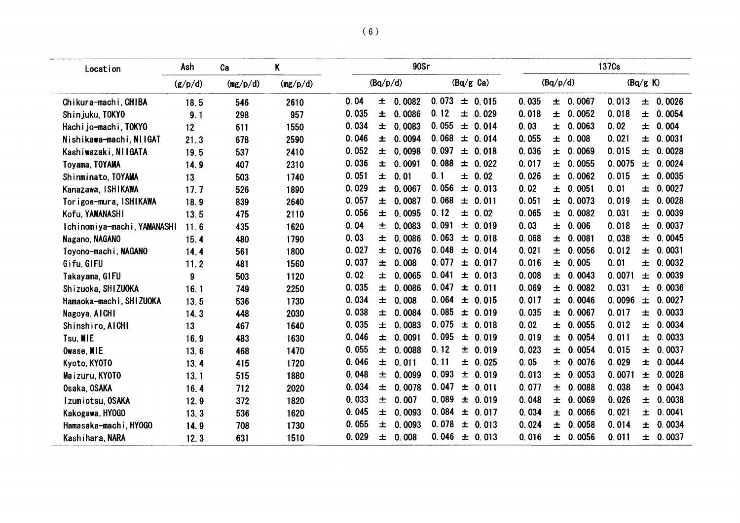| Location | Ash | Ca | K | 90Sr | | 137Cs | |
|---|---|---|---|---|---|---|---|
| | (g/p/d) | (mg/p/d) | (mg/p/d) | (Bq/p/d) | (Bq/g Ca) | (Bq/p/d) | (Bq/g K) |
| Chikura-machi, CHIBA | 18.5 | 546 | 2610 | 0.04 ± 0.0082 | 0.073 ± 0.015 | 0.035 ± 0.0067 | 0.013 ± 0.0026 |
| Shinjuku, TOKYO | 9.1 | 298 | 957 | 0.035 ± 0.0086 | 0.12 ± 0.029 | 0.018 ± 0.0052 | 0.018 ± 0.0054 |
| Hachijo-machi, TOKYO | 12 | 611 | 1550 | 0.034 ± 0.0083 | 0.055 ± 0.014 | 0.03 ± 0.0063 | 0.02 ± 0.004 |
| Nishikawa-machi, NIIGAT | 21.3 | 678 | 2590 | 0.046 ± 0.0094 | 0.068 ± 0.014 | 0.055 ± 0.008 | 0.021 ± 0.0031 |
| Kashiwazaki, NIIGATA | 19.5 | 537 | 2410 | 0.052 ± 0.0098 | 0.097 ± 0.018 | 0.036 ± 0.0069 | 0.015 ± 0.0028 |
| Toyama, TOYAMA | 14.9 | 407 | 2310 | 0.036 ± 0.0091 | 0.088 ± 0.022 | 0.017 ± 0.0055 | 0.0075 ± 0.0024 |
| Shinminato, TOYAMA | 13 | 503 | 1740 | 0.051 ± 0.01 | 0.1 ± 0.02 | 0.026 ± 0.0062 | 0.015 ± 0.0035 |
| Kanazawa, ISHIKAWA | 17.7 | 526 | 1890 | 0.029 ± 0.0067 | 0.056 ± 0.013 | 0.02 ± 0.0051 | 0.01 ± 0.0027 |
| Torigoe-mura, ISHIKAWA | 18.9 | 839 | 2640 | 0.057 ± 0.0087 | 0.068 ± 0.011 | 0.051 ± 0.0073 | 0.019 ± 0.0028 |
| Kofu, YAMANASHI | 13.5 | 475 | 2110 | 0.056 ± 0.0095 | 0.12 ± 0.02 | 0.065 ± 0.0082 | 0.031 ± 0.0039 |
| Ichinomiya-machi, YAMANASHI | 11.6 | 435 | 1620 | 0.04 ± 0.0083 | 0.091 ± 0.019 | 0.03 ± 0.006 | 0.018 ± 0.0037 |
| Nagano, NAGANO | 15.4 | 480 | 1790 | 0.03 ± 0.0086 | 0.063 ± 0.018 | 0.068 ± 0.0081 | 0.038 ± 0.0045 |
| Toyono-machi, NAGANO | 14.4 | 561 | 1800 | 0.027 ± 0.0076 | 0.048 ± 0.014 | 0.021 ± 0.0056 | 0.012 ± 0.0031 |
| Gifu, GIFU | 11.2 | 481 | 1560 | 0.037 ± 0.008 | 0.077 ± 0.017 | 0.016 ± 0.005 | 0.01 ± 0.0032 |
| Takayama, GIFU | 9 | 503 | 1120 | 0.02 ± 0.0065 | 0.041 ± 0.013 | 0.008 ± 0.0043 | 0.0071 ± 0.0039 |
| Shizuoka, SHIZUOKA | 16.1 | 749 | 2250 | 0.035 ± 0.0086 | 0.047 ± 0.011 | 0.069 ± 0.0082 | 0.031 ± 0.0036 |
| Hamaoka-machi, SHIZUOKA | 13.5 | 536 | 1730 | 0.034 ± 0.008 | 0.064 ± 0.015 | 0.017 ± 0.0046 | 0.0096 ± 0.0027 |
| Nagoya, AICHI | 14.3 | 448 | 2030 | 0.038 ± 0.0084 | 0.085 ± 0.019 | 0.035 ± 0.0067 | 0.017 ± 0.0033 |
| Shinshiro, AICHI | 13 | 467 | 1640 | 0.035 ± 0.0083 | 0.075 ± 0.018 | 0.02 ± 0.0055 | 0.012 ± 0.0034 |
| Tsu, MIE | 16.9 | 483 | 1630 | 0.046 ± 0.0091 | 0.095 ± 0.019 | 0.019 ± 0.0054 | 0.011 ± 0.0033 |
| Owase, MIE | 13.6 | 468 | 1470 | 0.055 ± 0.0088 | 0.12 ± 0.019 | 0.023 ± 0.0054 | 0.015 ± 0.0037 |
| Kyoto, KYOTO | 13.4 | 415 | 1720 | 0.046 ± 0.011 | 0.11 ± 0.025 | 0.05 ± 0.0076 | 0.029 ± 0.0044 |
| Maizuru, KYOTO | 13.1 | 515 | 1880 | 0.048 ± 0.0099 | 0.093 ± 0.019 | 0.013 ± 0.0053 | 0.0071 ± 0.0028 |
| Osaka, OSAKA | 16.4 | 712 | 2020 | 0.034 ± 0.0078 | 0.047 ± 0.011 | 0.077 ± 0.0088 | 0.038 ± 0.0043 |
| Izumiotsu, OSAKA | 12.9 | 372 | 1820 | 0.033 ± 0.007 | 0.089 ± 0.019 | 0.048 ± 0.0069 | 0.026 ± 0.0038 |
| Kakogawa, HYOGO | 13.3 | 536 | 1620 | 0.045 ± 0.0093 | 0.084 ± 0.017 | 0.034 ± 0.0066 | 0.021 ± 0.0041 |
| Hamasaka-machi, HYOGO | 14.9 | 708 | 1730 | 0.055 ± 0.0093 | 0.078 ± 0.013 | 0.024 ± 0.0058 | 0.014 ± 0.0034 |
| Kashihara, NARA | 12.3 | 631 | 1510 | 0.029 ± 0.008 | 0.046 ± 0.013 | 0.016 ± 0.0056 | 0.011 ± 0.0037 |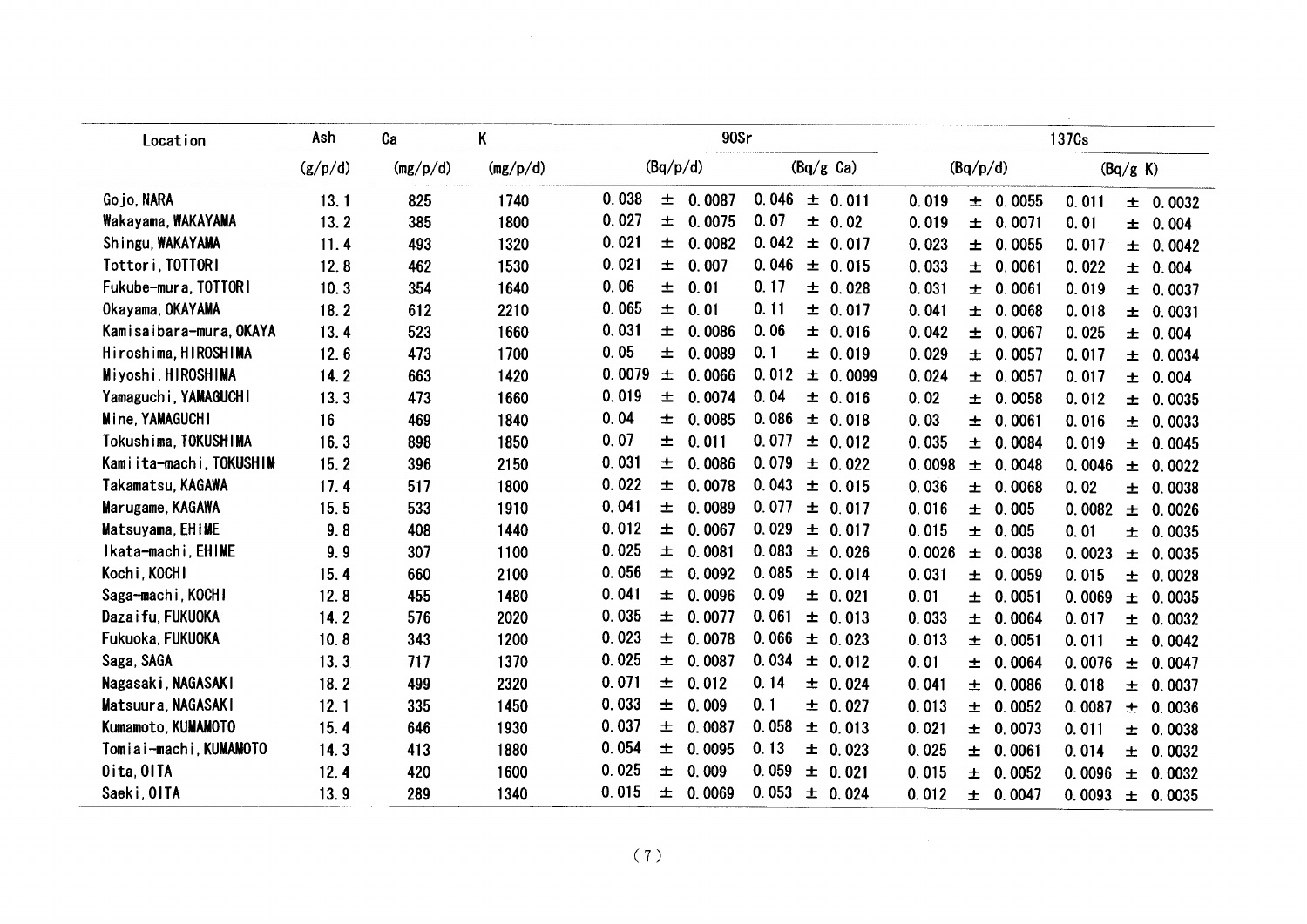| Location | Ash | Ca | K | 90Sr | | 137Cs | |
|---|---|---|---|---|---|---|---|
| | (g/p/d) | (mg/p/d) | (mg/p/d) | (Bq/p/d) | (Bq/g Ca) | (Bq/p/d) | (Bq/g K) |
| Gojo, NARA | 13.1 | 825 | 1740 | 0.038 ± 0.0087 | 0.046 ± 0.011 | 0.019 ± 0.0055 | 0.011 ± 0.0032 |
| Wakayama, WAKAYAMA | 13.2 | 385 | 1800 | 0.027 ± 0.0075 | 0.07 ± 0.02 | 0.019 ± 0.0071 | 0.01 ± 0.004 |
| Shingu, WAKAYAMA | 11.4 | 493 | 1320 | 0.021 ± 0.0082 | 0.042 ± 0.017 | 0.023 ± 0.0055 | 0.017 ± 0.0042 |
| Tottori, TOTTORI | 12.8 | 462 | 1530 | 0.021 ± 0.007 | 0.046 ± 0.015 | 0.033 ± 0.0061 | 0.022 ± 0.004 |
| Fukube-mura, TOTTORI | 10.3 | 354 | 1640 | 0.06 ± 0.01 | 0.17 ± 0.028 | 0.031 ± 0.0061 | 0.019 ± 0.0037 |
| Okayama, OKAYAMA | 18.2 | 612 | 2210 | 0.065 ± 0.01 | 0.11 ± 0.017 | 0.041 ± 0.0068 | 0.018 ± 0.0031 |
| Kamisaibara-mura, OKAYA | 13.4 | 523 | 1660 | 0.031 ± 0.0086 | 0.06 ± 0.016 | 0.042 ± 0.0067 | 0.025 ± 0.004 |
| Hiroshima, HIROSHIMA | 12.6 | 473 | 1700 | 0.05 ± 0.0089 | 0.1 ± 0.019 | 0.029 ± 0.0057 | 0.017 ± 0.0034 |
| Miyoshi, HIROSHIMA | 14.2 | 663 | 1420 | 0.0079 ± 0.0066 | 0.012 ± 0.0099 | 0.024 ± 0.0057 | 0.017 ± 0.004 |
| Yamaguchi, YAMAGUCHI | 13.3 | 473 | 1660 | 0.019 ± 0.0074 | 0.04 ± 0.016 | 0.02 ± 0.0058 | 0.012 ± 0.0035 |
| Mine, YAMAGUCHI | 16 | 469 | 1840 | 0.04 ± 0.0085 | 0.086 ± 0.018 | 0.03 ± 0.0061 | 0.016 ± 0.0033 |
| Tokushima, TOKUSHIMA | 16.3 | 898 | 1850 | 0.07 ± 0.011 | 0.077 ± 0.012 | 0.035 ± 0.0084 | 0.019 ± 0.0045 |
| Kamiita-machi, TOKUSHIM | 15.2 | 396 | 2150 | 0.031 ± 0.0086 | 0.079 ± 0.022 | 0.0098 ± 0.0048 | 0.0046 ± 0.0022 |
| Takamatsu, KAGAWA | 17.4 | 517 | 1800 | 0.022 ± 0.0078 | 0.043 ± 0.015 | 0.036 ± 0.0068 | 0.02 ± 0.0038 |
| Marugame, KAGAWA | 15.5 | 533 | 1910 | 0.041 ± 0.0089 | 0.077 ± 0.017 | 0.016 ± 0.005 | 0.0082 ± 0.0026 |
| Matsuyama, EHIME | 9.8 | 408 | 1440 | 0.012 ± 0.0067 | 0.029 ± 0.017 | 0.015 ± 0.005 | 0.01 ± 0.0035 |
| Ikata-machi, EHIME | 9.9 | 307 | 1100 | 0.025 ± 0.0081 | 0.083 ± 0.026 | 0.0026 ± 0.0038 | 0.0023 ± 0.0035 |
| Kochi, KOCHI | 15.4 | 660 | 2100 | 0.056 ± 0.0092 | 0.085 ± 0.014 | 0.031 ± 0.0059 | 0.015 ± 0.0028 |
| Saga-machi, KOCHI | 12.8 | 455 | 1480 | 0.041 ± 0.0096 | 0.09 ± 0.021 | 0.01 ± 0.0051 | 0.0069 ± 0.0035 |
| Dazaifu, FUKUOKA | 14.2 | 576 | 2020 | 0.035 ± 0.0077 | 0.061 ± 0.013 | 0.033 ± 0.0064 | 0.017 ± 0.0032 |
| Fukuoka, FUKUOKA | 10.8 | 343 | 1200 | 0.023 ± 0.0078 | 0.066 ± 0.023 | 0.013 ± 0.0051 | 0.011 ± 0.0042 |
| Saga, SAGA | 13.3 | 717 | 1370 | 0.025 ± 0.0087 | 0.034 ± 0.012 | 0.01 ± 0.0064 | 0.0076 ± 0.0047 |
| Nagasaki, NAGASAKI | 18.2 | 499 | 2320 | 0.071 ± 0.012 | 0.14 ± 0.024 | 0.041 ± 0.0086 | 0.018 ± 0.0037 |
| Matsuura, NAGASAKI | 12.1 | 335 | 1450 | 0.033 ± 0.009 | 0.1 ± 0.027 | 0.013 ± 0.0052 | 0.0087 ± 0.0036 |
| Kumamoto, KUMAMOTO | 15.4 | 646 | 1930 | 0.037 ± 0.0087 | 0.058 ± 0.013 | 0.021 ± 0.0073 | 0.011 ± 0.0038 |
| Tomiai-machi, KUMAMOTO | 14.3 | 413 | 1880 | 0.054 ± 0.0095 | 0.13 ± 0.023 | 0.025 ± 0.0061 | 0.014 ± 0.0032 |
| Oita, OITA | 12.4 | 420 | 1600 | 0.025 ± 0.009 | 0.059 ± 0.021 | 0.015 ± 0.0052 | 0.0096 ± 0.0032 |
| Saeki, OITA | 13.9 | 289 | 1340 | 0.015 ± 0.0069 | 0.053 ± 0.024 | 0.012 ± 0.0047 | 0.0093 ± 0.0035 |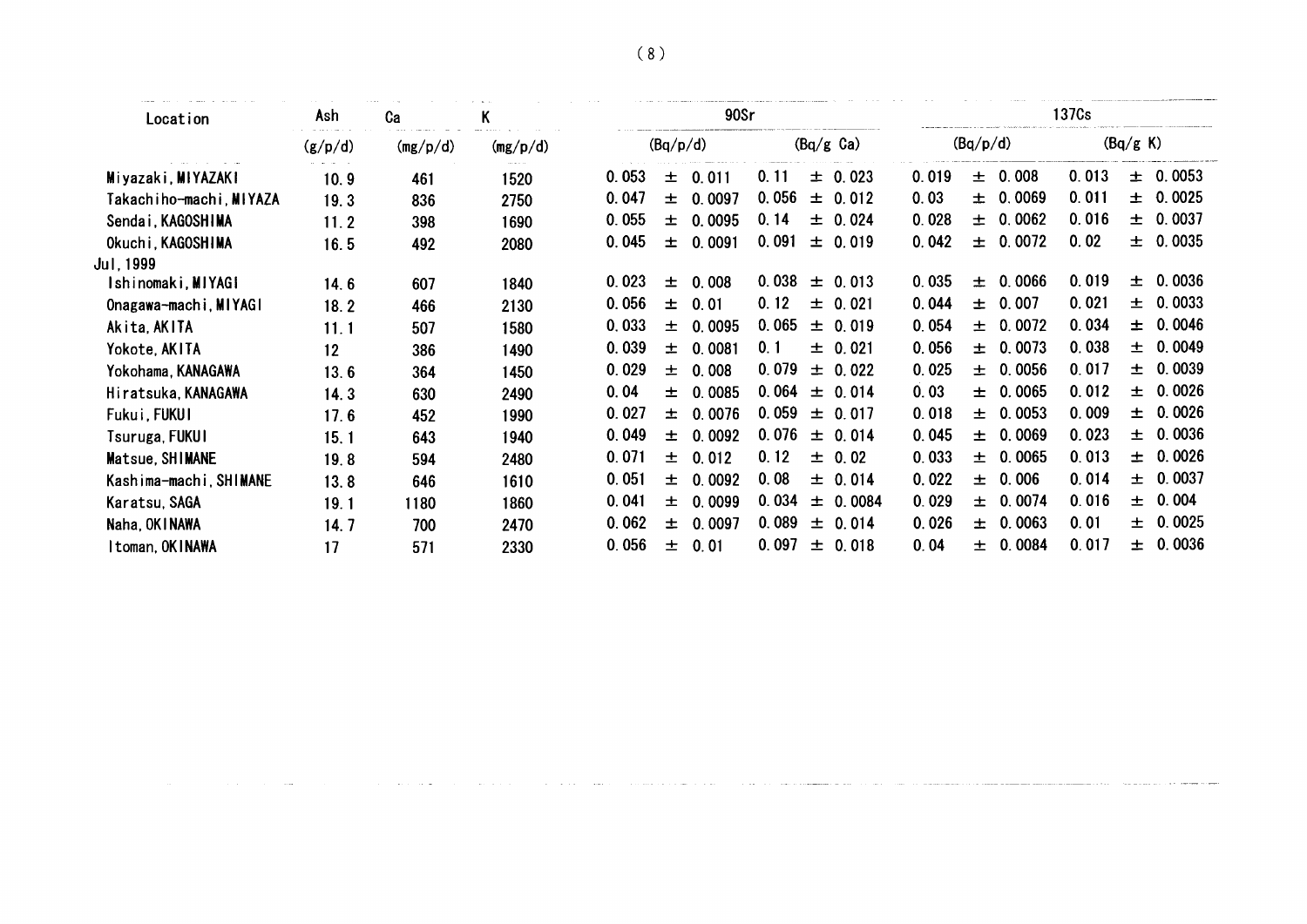| Location | Ash | Ca | K | 90Sr | | 137Cs | |
|---|---|---|---|---|---|---|---|
| | (g/p/d) | (mg/p/d) | (mg/p/d) | (Bq/p/d) | (Bq/g Ca) | (Bq/p/d) | (Bq/g K) |
| Miyazaki, MIYAZAKI | 10.9 | 461 | 1520 | 0.053 ± 0.011 | 0.11 ± 0.023 | 0.019 ± 0.008 | 0.013 ± 0.0053 |
| Takachiho-machi, MIYAZA | 19.3 | 836 | 2750 | 0.047 ± 0.0097 | 0.056 ± 0.012 | 0.03 ± 0.0069 | 0.011 ± 0.0025 |
| Sendai, KAGOSHIMA | 11.2 | 398 | 1690 | 0.055 ± 0.0095 | 0.14 ± 0.024 | 0.028 ± 0.0062 | 0.016 ± 0.0037 |
| Okuchi, KAGOSHIMA | 16.5 | 492 | 2080 | 0.045 ± 0.0091 | 0.091 ± 0.019 | 0.042 ± 0.0072 | 0.02 ± 0.0035 |
| Jul, 1999 | | | | | | | |
| Ishinomaki, MIYAGI | 14.6 | 607 | 1840 | 0.023 ± 0.008 | 0.038 ± 0.013 | 0.035 ± 0.0066 | 0.019 ± 0.0036 |
| Onagawa-machi, MIYAGI | 18.2 | 466 | 2130 | 0.056 ± 0.01 | 0.12 ± 0.021 | 0.044 ± 0.007 | 0.021 ± 0.0033 |
| Akita, AKITA | 11.1 | 507 | 1580 | 0.033 ± 0.0095 | 0.065 ± 0.019 | 0.054 ± 0.0072 | 0.034 ± 0.0046 |
| Yokote, AKITA | 12 | 386 | 1490 | 0.039 ± 0.0081 | 0.1 ± 0.021 | 0.056 ± 0.0073 | 0.038 ± 0.0049 |
| Yokohama, KANAGAWA | 13.6 | 364 | 1450 | 0.029 ± 0.008 | 0.079 ± 0.022 | 0.025 ± 0.0056 | 0.017 ± 0.0039 |
| Hiratsuka, KANAGAWA | 14.3 | 630 | 2490 | 0.04 ± 0.0085 | 0.064 ± 0.014 | 0.03 ± 0.0065 | 0.012 ± 0.0026 |
| Fukui, FUKUI | 17.6 | 452 | 1990 | 0.027 ± 0.0076 | 0.059 ± 0.017 | 0.018 ± 0.0053 | 0.009 ± 0.0026 |
| Tsuruga, FUKUI | 15.1 | 643 | 1940 | 0.049 ± 0.0092 | 0.076 ± 0.014 | 0.045 ± 0.0069 | 0.023 ± 0.0036 |
| Matsue, SHIMANE | 19.8 | 594 | 2480 | 0.071 ± 0.012 | 0.12 ± 0.02 | 0.033 ± 0.0065 | 0.013 ± 0.0026 |
| Kashima-machi, SHIMANE | 13.8 | 646 | 1610 | 0.051 ± 0.0092 | 0.08 ± 0.014 | 0.022 ± 0.006 | 0.014 ± 0.0037 |
| Karatsu, SAGA | 19.1 | 1180 | 1860 | 0.041 ± 0.0099 | 0.034 ± 0.0084 | 0.029 ± 0.0074 | 0.016 ± 0.004 |
| Naha, OKINAWA | 14.7 | 700 | 2470 | 0.062 ± 0.0097 | 0.089 ± 0.014 | 0.026 ± 0.0063 | 0.01 ± 0.0025 |
| Itoman, OKINAWA | 17 | 571 | 2330 | 0.056 ± 0.01 | 0.097 ± 0.018 | 0.04 ± 0.0084 | 0.017 ± 0.0036 |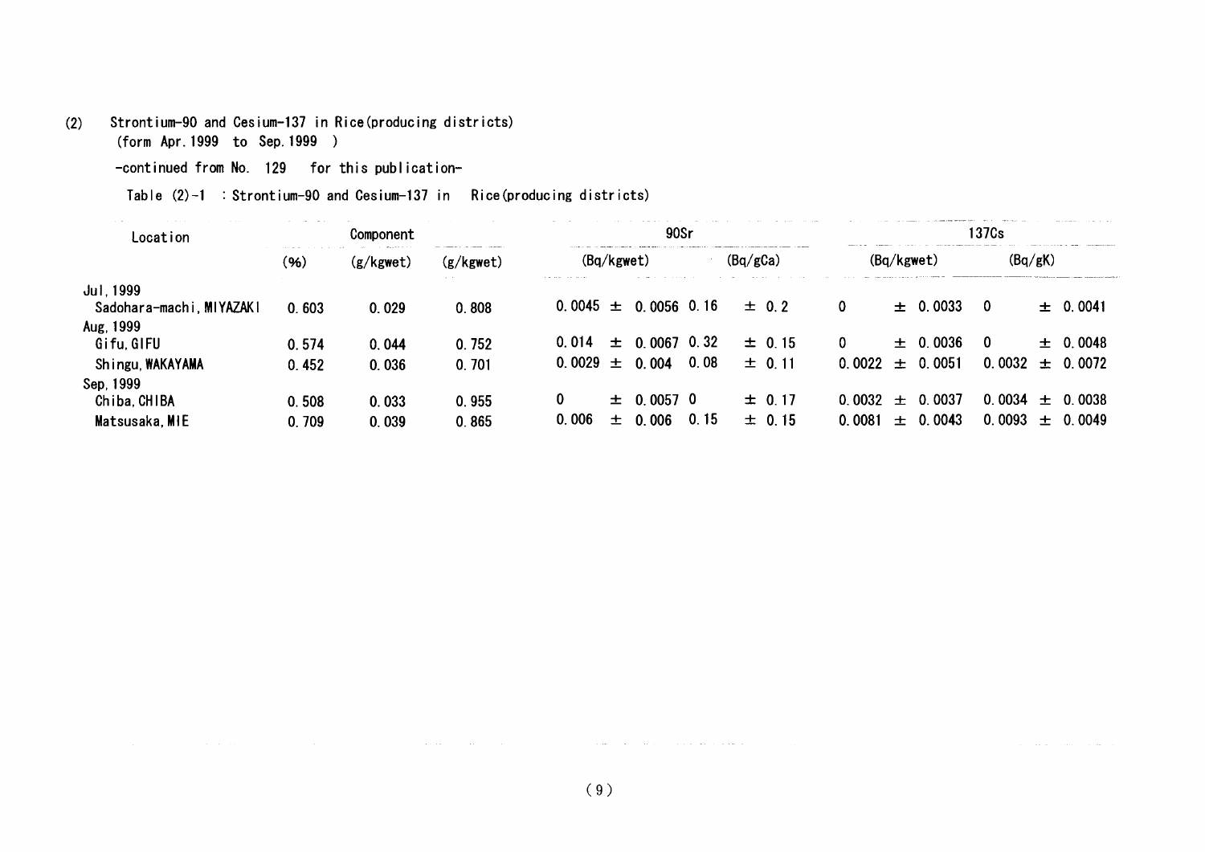(2) Strontium-90 and Cesium-137 in Rice(producing districts)
(form Apr.1999 to Sep.1999 )

-continued from No. 129 for this publication-

Table (2)-1 : Strontium-90 and Cesium-137 in Rice(producing districts)

| Location | Component | | | 90Sr | | 137Cs | |
|---|---|---|---|---|---|---|---|
| | (%) | (g/kgwet) | (g/kgwet) | (Bq/kgwet) | (Bq/gCa) | (Bq/kgwet) | (Bq/gK) |
| Jul,1999 | | | | | | | |
| Sadohara-machi,MIYAZAKI | 0.603 | 0.029 | 0.808 | 0.0045 ± 0.0056 | 0.16 ± 0.2 | 0 ± 0.0033 | 0 ± 0.0041 |
| Aug,1999 | | | | | | | |
| Gifu,GIFU | 0.574 | 0.044 | 0.752 | 0.014 ± 0.0067 | 0.32 ± 0.15 | 0 ± 0.0036 | 0 ± 0.0048 |
| Shingu,WAKAYAMA | 0.452 | 0.036 | 0.701 | 0.0029 ± 0.004 | 0.08 ± 0.11 | 0.0022 ± 0.0051 | 0.0032 ± 0.0072 |
| Sep,1999 | | | | | | | |
| Chiba,CHIBA | 0.508 | 0.033 | 0.955 | 0 ± 0.0057 | 0 ± 0.17 | 0.0032 ± 0.0037 | 0.0034 ± 0.0038 |
| Matsusaka,MIE | 0.709 | 0.039 | 0.865 | 0.006 ± 0.006 | 0.15 ± 0.15 | 0.0081 ± 0.0043 | 0.0093 ± 0.0049 |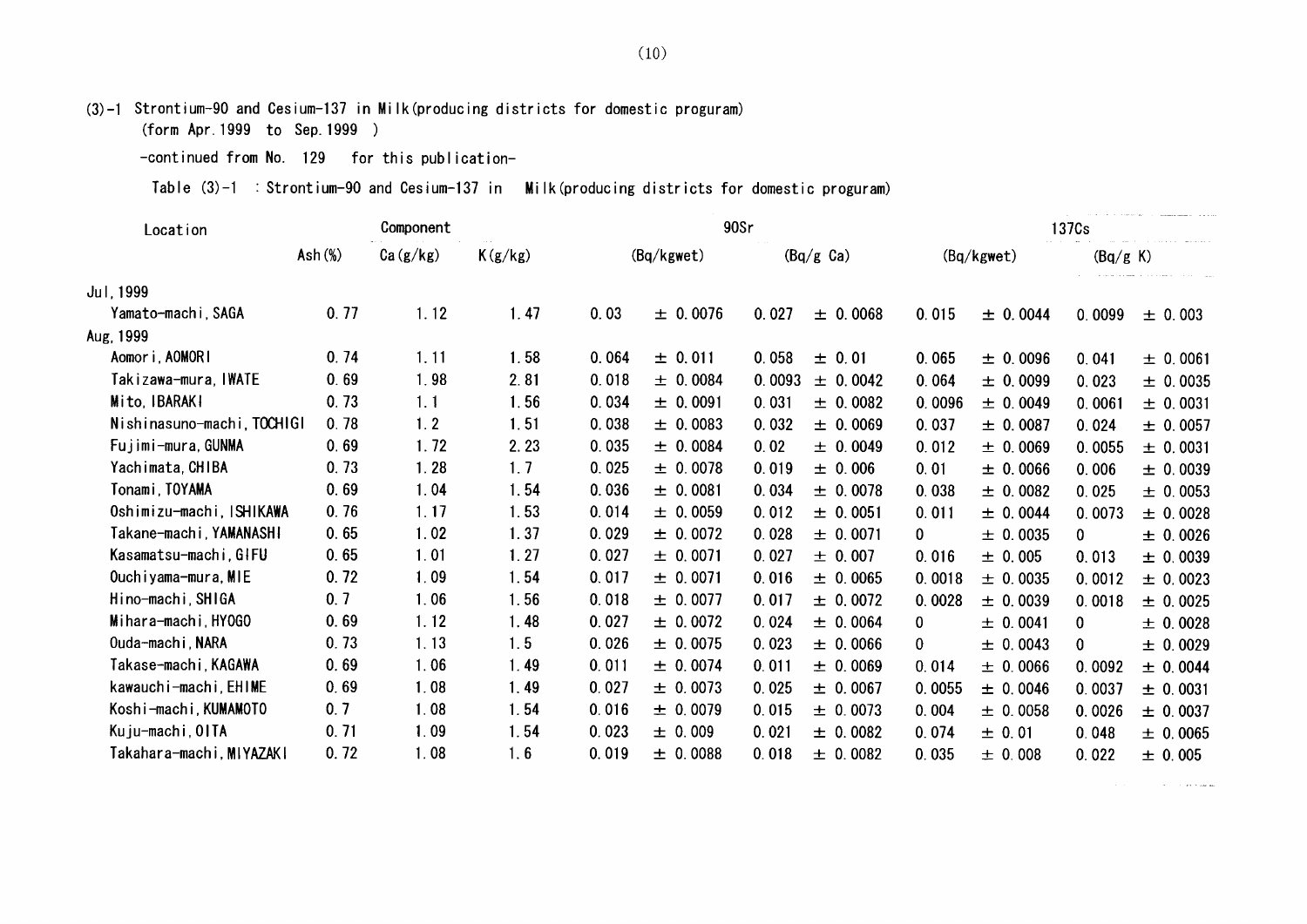(3)-1 Strontium-90 and Cesium-137 in Milk(producing districts for domestic proguram)
(form Apr.1999 to Sep.1999 )

-continued from No. 129 for this publication-

Table (3)-1 : Strontium-90 and Cesium-137 in Milk(producing districts for domestic proguram)

| Location | Component | | | 90Sr | | | | 137Cs | | | |
|---|---|---|---|---|---|---|---|---|---|---|---|
| | Ash(%) | Ca(g/kg) | K(g/kg) | (Bq/kgwet) | | (Bq/g Ca) | | (Bq/kgwet) | | (Bq/g K) | |
| Jul,1999 | | | | | | | | | | | |
| Yamato-machi,SAGA | 0.77 | 1.12 | 1.47 | 0.03 | ± 0.0076 | 0.027 | ± 0.0068 | 0.015 | ± 0.0044 | 0.0099 | ± 0.003 |
| Aug,1999 | | | | | | | | | | | |
| Aomori,AOMORI | 0.74 | 1.11 | 1.58 | 0.064 | ± 0.011 | 0.058 | ± 0.01 | 0.065 | ± 0.0096 | 0.041 | ± 0.0061 |
| Takizawa-mura,IWATE | 0.69 | 1.98 | 2.81 | 0.018 | ± 0.0084 | 0.0093 | ± 0.0042 | 0.064 | ± 0.0099 | 0.023 | ± 0.0035 |
| Mito,IBARAKI | 0.73 | 1.1 | 1.56 | 0.034 | ± 0.0091 | 0.031 | ± 0.0082 | 0.0096 | ± 0.0049 | 0.0061 | ± 0.0031 |
| Nishinasuno-machi,TOCHIGI | 0.78 | 1.2 | 1.51 | 0.038 | ± 0.0083 | 0.032 | ± 0.0069 | 0.037 | ± 0.0087 | 0.024 | ± 0.0057 |
| Fujimi-mura,GUNMA | 0.69 | 1.72 | 2.23 | 0.035 | ± 0.0084 | 0.02 | ± 0.0049 | 0.012 | ± 0.0069 | 0.0055 | ± 0.0031 |
| Yachimata,CHIBA | 0.73 | 1.28 | 1.7 | 0.025 | ± 0.0078 | 0.019 | ± 0.006 | 0.01 | ± 0.0066 | 0.006 | ± 0.0039 |
| Tonami,TOYAMA | 0.69 | 1.04 | 1.54 | 0.036 | ± 0.0081 | 0.034 | ± 0.0078 | 0.038 | ± 0.0082 | 0.025 | ± 0.0053 |
| Oshimizu-machi,ISHIKAWA | 0.76 | 1.17 | 1.53 | 0.014 | ± 0.0059 | 0.012 | ± 0.0051 | 0.011 | ± 0.0044 | 0.0073 | ± 0.0028 |
| Takane-machi,YAMANASHI | 0.65 | 1.02 | 1.37 | 0.029 | ± 0.0072 | 0.028 | ± 0.0071 | 0 | ± 0.0035 | 0 | ± 0.0026 |
| Kasamatsu-machi,GIFU | 0.65 | 1.01 | 1.27 | 0.027 | ± 0.0071 | 0.027 | ± 0.007 | 0.016 | ± 0.005 | 0.013 | ± 0.0039 |
| Ouchiyama-mura,MIE | 0.72 | 1.09 | 1.54 | 0.017 | ± 0.0071 | 0.016 | ± 0.0065 | 0.0018 | ± 0.0035 | 0.0012 | ± 0.0023 |
| Hino-machi,SHIGA | 0.7 | 1.06 | 1.56 | 0.018 | ± 0.0077 | 0.017 | ± 0.0072 | 0.0028 | ± 0.0039 | 0.0018 | ± 0.0025 |
| Mihara-machi,HYOGO | 0.69 | 1.12 | 1.48 | 0.027 | ± 0.0072 | 0.024 | ± 0.0064 | 0 | ± 0.0041 | 0 | ± 0.0028 |
| Ouda-machi,NARA | 0.73 | 1.13 | 1.5 | 0.026 | ± 0.0075 | 0.023 | ± 0.0066 | 0 | ± 0.0043 | 0 | ± 0.0029 |
| Takase-machi,KAGAWA | 0.69 | 1.06 | 1.49 | 0.011 | ± 0.0074 | 0.011 | ± 0.0069 | 0.014 | ± 0.0066 | 0.0092 | ± 0.0044 |
| kawauchi-machi,EHIME | 0.69 | 1.08 | 1.49 | 0.027 | ± 0.0073 | 0.025 | ± 0.0067 | 0.0055 | ± 0.0046 | 0.0037 | ± 0.0031 |
| Koshi-machi,KUMAMOTO | 0.7 | 1.08 | 1.54 | 0.016 | ± 0.0079 | 0.015 | ± 0.0073 | 0.004 | ± 0.0058 | 0.0026 | ± 0.0037 |
| Kuju-machi,OITA | 0.71 | 1.09 | 1.54 | 0.023 | ± 0.009 | 0.021 | ± 0.0082 | 0.074 | ± 0.01 | 0.048 | ± 0.0065 |
| Takahara-machi,MIYAZAKI | 0.72 | 1.08 | 1.6 | 0.019 | ± 0.0088 | 0.018 | ± 0.0082 | 0.035 | ± 0.008 | 0.022 | ± 0.005 |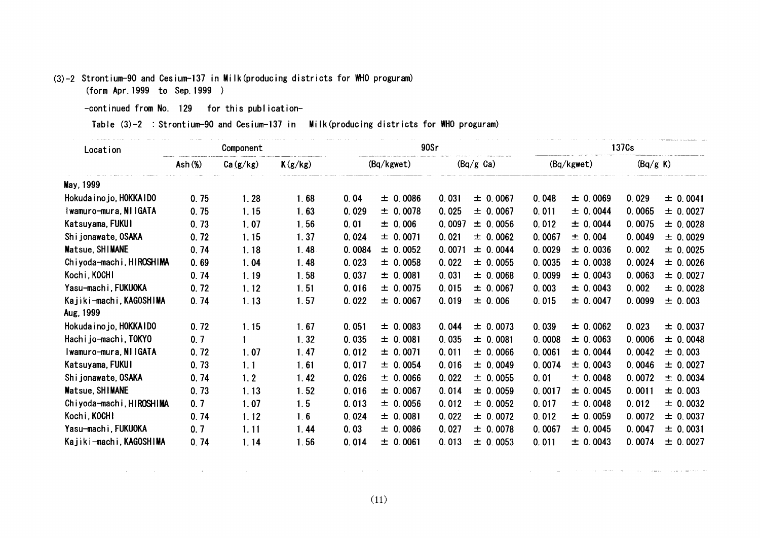(3)-2 Strontium-90 and Cesium-137 in Milk(producing districts for WHO proguram)
(form Apr.1999 to Sep.1999 )

-continued from No. 129 for this publication-

Table (3)-2 : Strontium-90 and Cesium-137 in Milk(producing districts for WHO proguram)

| Location | Component | | | 90Sr | | | | 137Cs | | | |
|---|---|---|---|---|---|---|---|---|---|---|---|
| | Ash(%) | Ca(g/kg) | K(g/kg) | (Bq/kgwet) | | (Bq/g Ca) | | (Bq/kgwet) | | (Bq/g K) | |
| May,1999 | | | | | | | | | | | |
| Hokudainojo,HOKKAIDO | 0.75 | 1.28 | 1.68 | 0.04 | ± 0.0086 | 0.031 | ± 0.0067 | 0.048 | ± 0.0069 | 0.029 | ± 0.0041 |
| Iwamuro-mura,NIIGATA | 0.75 | 1.15 | 1.63 | 0.029 | ± 0.0078 | 0.025 | ± 0.0067 | 0.011 | ± 0.0044 | 0.0065 | ± 0.0027 |
| Katsuyama,FUKUI | 0.73 | 1.07 | 1.56 | 0.01 | ± 0.006 | 0.0097 | ± 0.0056 | 0.012 | ± 0.0044 | 0.0075 | ± 0.0028 |
| Shijonawate,OSAKA | 0.72 | 1.15 | 1.37 | 0.024 | ± 0.0071 | 0.021 | ± 0.0062 | 0.0067 | ± 0.004 | 0.0049 | ± 0.0029 |
| Matsue,SHIMANE | 0.74 | 1.18 | 1.48 | 0.0084 | ± 0.0052 | 0.0071 | ± 0.0044 | 0.0029 | ± 0.0036 | 0.002 | ± 0.0025 |
| Chiyoda-machi,HIROSHIMA | 0.69 | 1.04 | 1.48 | 0.023 | ± 0.0058 | 0.022 | ± 0.0055 | 0.0035 | ± 0.0038 | 0.0024 | ± 0.0026 |
| Kochi,KOCHI | 0.74 | 1.19 | 1.58 | 0.037 | ± 0.0081 | 0.031 | ± 0.0068 | 0.0099 | ± 0.0043 | 0.0063 | ± 0.0027 |
| Yasu-machi,FUKUOKA | 0.72 | 1.12 | 1.51 | 0.016 | ± 0.0075 | 0.015 | ± 0.0067 | 0.003 | ± 0.0043 | 0.002 | ± 0.0028 |
| Kajiki-machi,KAGOSHIMA | 0.74 | 1.13 | 1.57 | 0.022 | ± 0.0067 | 0.019 | ± 0.006 | 0.015 | ± 0.0047 | 0.0099 | ± 0.003 |
| Aug,1999 | | | | | | | | | | | |
| Hokudainojo,HOKKAIDO | 0.72 | 1.15 | 1.67 | 0.051 | ± 0.0083 | 0.044 | ± 0.0073 | 0.039 | ± 0.0062 | 0.023 | ± 0.0037 |
| Hachijo-machi,TOKYO | 0.7 | 1 | 1.32 | 0.035 | ± 0.0081 | 0.035 | ± 0.0081 | 0.0008 | ± 0.0063 | 0.0006 | ± 0.0048 |
| Iwamuro-mura,NIIGATA | 0.72 | 1.07 | 1.47 | 0.012 | ± 0.0071 | 0.011 | ± 0.0066 | 0.0061 | ± 0.0044 | 0.0042 | ± 0.003 |
| Katsuyama,FUKUI | 0.73 | 1.1 | 1.61 | 0.017 | ± 0.0054 | 0.016 | ± 0.0049 | 0.0074 | ± 0.0043 | 0.0046 | ± 0.0027 |
| Shijonawate,OSAKA | 0.74 | 1.2 | 1.42 | 0.026 | ± 0.0066 | 0.022 | ± 0.0055 | 0.01 | ± 0.0048 | 0.0072 | ± 0.0034 |
| Matsue,SHIMANE | 0.73 | 1.13 | 1.52 | 0.016 | ± 0.0067 | 0.014 | ± 0.0059 | 0.0017 | ± 0.0045 | 0.0011 | ± 0.003 |
| Chiyoda-machi,HIROSHIMA | 0.7 | 1.07 | 1.5 | 0.013 | ± 0.0056 | 0.012 | ± 0.0052 | 0.017 | ± 0.0048 | 0.012 | ± 0.0032 |
| Kochi,KOCHI | 0.74 | 1.12 | 1.6 | 0.024 | ± 0.0081 | 0.022 | ± 0.0072 | 0.012 | ± 0.0059 | 0.0072 | ± 0.0037 |
| Yasu-machi,FUKUOKA | 0.7 | 1.11 | 1.44 | 0.03 | ± 0.0086 | 0.027 | ± 0.0078 | 0.0067 | ± 0.0045 | 0.0047 | ± 0.0031 |
| Kajiki-machi,KAGOSHIMA | 0.74 | 1.14 | 1.56 | 0.014 | ± 0.0061 | 0.013 | ± 0.0053 | 0.011 | ± 0.0043 | 0.0074 | ± 0.0027 |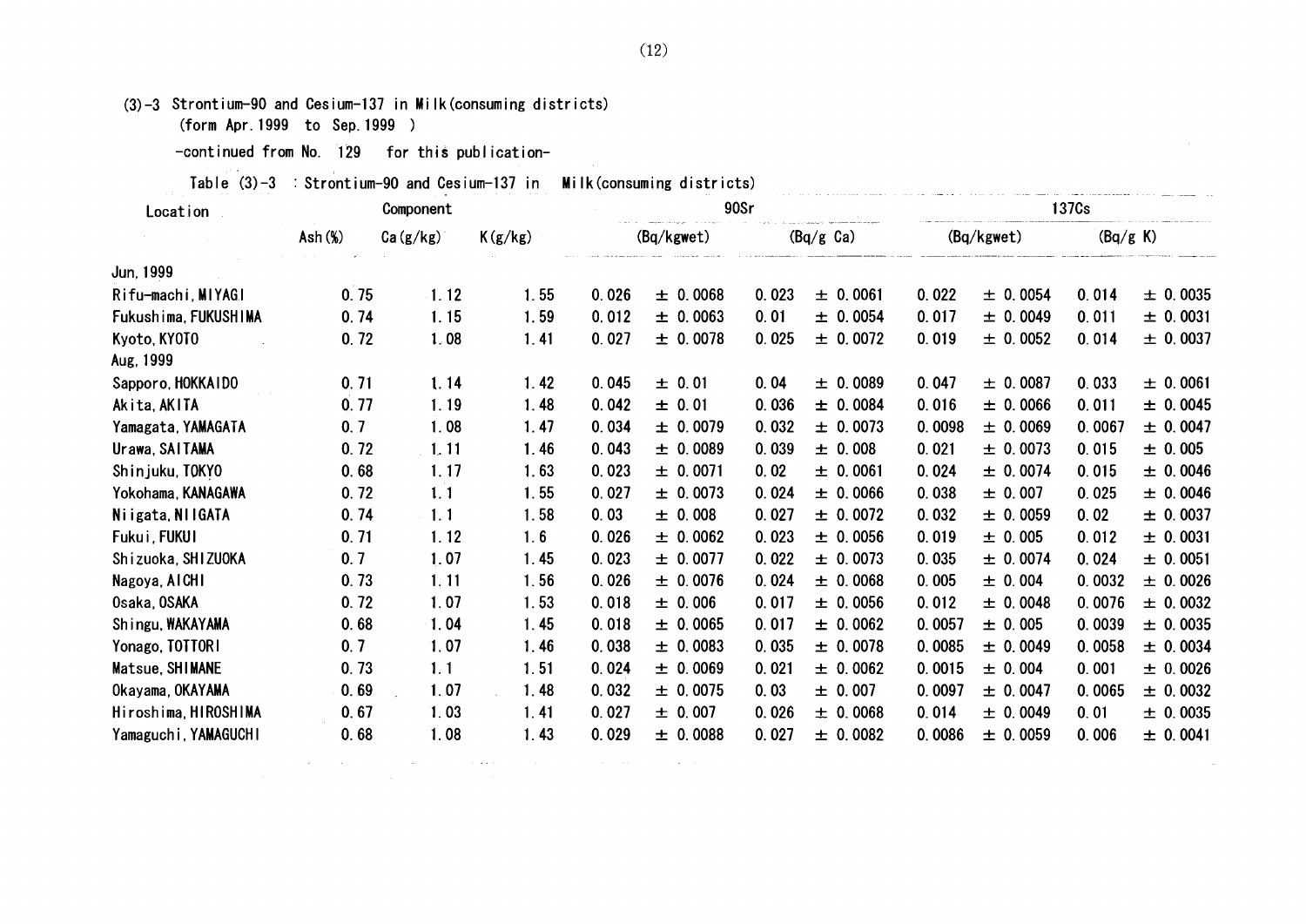(3)-3 Strontium-90 and Cesium-137 in Milk(consuming districts)
(form Apr.1999 to Sep.1999 )

-continued from No. 129 for this publication-

Table (3)-3 : Strontium-90 and Cesium-137 in Milk(consuming districts)

| Location | Component | | | 90Sr | | | | 137Cs | | | |
|---|---|---|---|---|---|---|---|---|---|---|---|
| | Ash(%) | Ca(g/kg) | K(g/kg) | (Bq/kgwet) | | (Bq/g Ca) | | (Bq/kgwet) | | (Bq/g K) | |
| Jun,1999 | | | | | | | | | | | |
| Rifu-machi,MIYAGI | 0.75 | 1.12 | 1.55 | 0.026 | ± 0.0068 | 0.023 | ± 0.0061 | 0.022 | ± 0.0054 | 0.014 | ± 0.0035 |
| Fukushima,FUKUSHIMA | 0.74 | 1.15 | 1.59 | 0.012 | ± 0.0063 | 0.01 | ± 0.0054 | 0.017 | ± 0.0049 | 0.011 | ± 0.0031 |
| Kyoto,KYOTO | 0.72 | 1.08 | 1.41 | 0.027 | ± 0.0078 | 0.025 | ± 0.0072 | 0.019 | ± 0.0052 | 0.014 | ± 0.0037 |
| Aug,1999 | | | | | | | | | | | |
| Sapporo,HOKKAIDO | 0.71 | 1.14 | 1.42 | 0.045 | ± 0.01 | 0.04 | ± 0.0089 | 0.047 | ± 0.0087 | 0.033 | ± 0.0061 |
| Akita,AKITA | 0.77 | 1.19 | 1.48 | 0.042 | ± 0.01 | 0.036 | ± 0.0084 | 0.016 | ± 0.0066 | 0.011 | ± 0.0045 |
| Yamagata,YAMAGATA | 0.7 | 1.08 | 1.47 | 0.034 | ± 0.0079 | 0.032 | ± 0.0073 | 0.0098 | ± 0.0069 | 0.0067 | ± 0.0047 |
| Urawa,SAITAMA | 0.72 | 1.11 | 1.46 | 0.043 | ± 0.0089 | 0.039 | ± 0.008 | 0.021 | ± 0.0073 | 0.015 | ± 0.005 |
| Shinjuku,TOKYO | 0.68 | 1.17 | 1.63 | 0.023 | ± 0.0071 | 0.02 | ± 0.0061 | 0.024 | ± 0.0074 | 0.015 | ± 0.0046 |
| Yokohama,KANAGAWA | 0.72 | 1.1 | 1.55 | 0.027 | ± 0.0073 | 0.024 | ± 0.0066 | 0.038 | ± 0.007 | 0.025 | ± 0.0046 |
| Niigata,NIIGATA | 0.74 | 1.1 | 1.58 | 0.03 | ± 0.008 | 0.027 | ± 0.0072 | 0.032 | ± 0.0059 | 0.02 | ± 0.0037 |
| Fukui,FUKUI | 0.71 | 1.12 | 1.6 | 0.026 | ± 0.0062 | 0.023 | ± 0.0056 | 0.019 | ± 0.005 | 0.012 | ± 0.0031 |
| Shizuoka,SHIZUOKA | 0.7 | 1.07 | 1.45 | 0.023 | ± 0.0077 | 0.022 | ± 0.0073 | 0.035 | ± 0.0074 | 0.024 | ± 0.0051 |
| Nagoya,AICHI | 0.73 | 1.11 | 1.56 | 0.026 | ± 0.0076 | 0.024 | ± 0.0068 | 0.005 | ± 0.004 | 0.0032 | ± 0.0026 |
| Osaka,OSAKA | 0.72 | 1.07 | 1.53 | 0.018 | ± 0.006 | 0.017 | ± 0.0056 | 0.012 | ± 0.0048 | 0.0076 | ± 0.0032 |
| Shingu,WAKAYAMA | 0.68 | 1.04 | 1.45 | 0.018 | ± 0.0065 | 0.017 | ± 0.0062 | 0.0057 | ± 0.005 | 0.0039 | ± 0.0035 |
| Yonago,TOTTORI | 0.7 | 1.07 | 1.46 | 0.038 | ± 0.0083 | 0.035 | ± 0.0078 | 0.0085 | ± 0.0049 | 0.0058 | ± 0.0034 |
| Matsue,SHIMANE | 0.73 | 1.1 | 1.51 | 0.024 | ± 0.0069 | 0.021 | ± 0.0062 | 0.0015 | ± 0.004 | 0.001 | ± 0.0026 |
| Okayama,OKAYAMA | 0.69 | 1.07 | 1.48 | 0.032 | ± 0.0075 | 0.03 | ± 0.007 | 0.0097 | ± 0.0047 | 0.0065 | ± 0.0032 |
| Hiroshima,HIROSHIMA | 0.67 | 1.03 | 1.41 | 0.027 | ± 0.007 | 0.026 | ± 0.0068 | 0.014 | ± 0.0049 | 0.01 | ± 0.0035 |
| Yamaguchi,YAMAGUCHI | 0.68 | 1.08 | 1.43 | 0.029 | ± 0.0088 | 0.027 | ± 0.0082 | 0.0086 | ± 0.0059 | 0.006 | ± 0.0041 |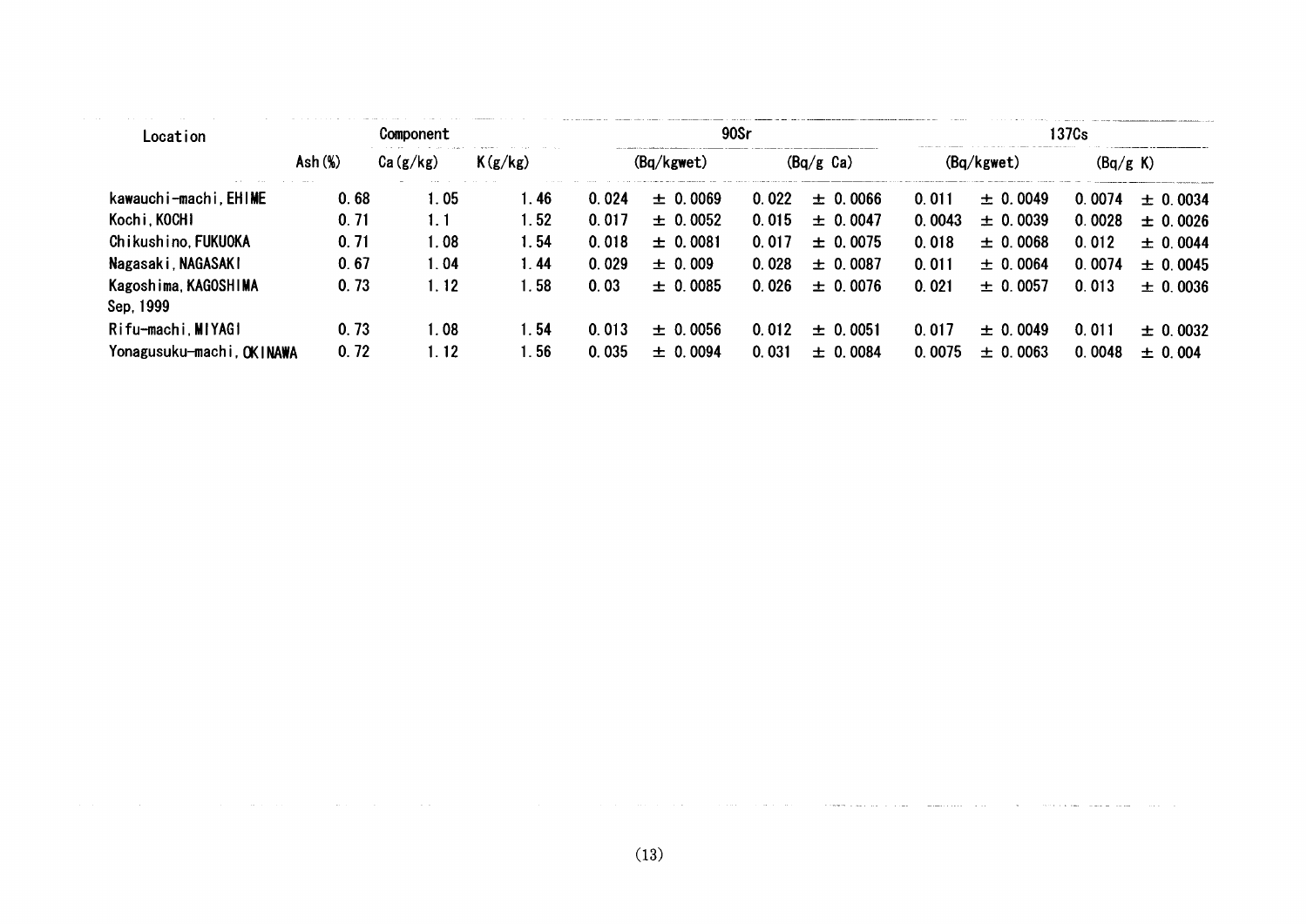| Location | Component | | | 90Sr | | 137Cs | |
|---|---|---|---|---|---|---|---|
| | Ash (%) | Ca (g/kg) | K (g/kg) | (Bq/kgwet) | (Bq/g Ca) | (Bq/kgwet) | (Bq/g K) |
| kawauchi-machi, EHIME | 0.68 | 1.05 | 1.46 | 0.024 ± 0.0069 | 0.022 ± 0.0066 | 0.011 ± 0.0049 | 0.0074 ± 0.0034 |
| Kochi, KOCHI | 0.71 | 1.1 | 1.52 | 0.017 ± 0.0052 | 0.015 ± 0.0047 | 0.0043 ± 0.0039 | 0.0028 ± 0.0026 |
| Chikushino, FUKUOKA | 0.71 | 1.08 | 1.54 | 0.018 ± 0.0081 | 0.017 ± 0.0075 | 0.018 ± 0.0068 | 0.012 ± 0.0044 |
| Nagasaki, NAGASAKI | 0.67 | 1.04 | 1.44 | 0.029 ± 0.009 | 0.028 ± 0.0087 | 0.011 ± 0.0064 | 0.0074 ± 0.0045 |
| Kagoshima, KAGOSHIMA | 0.73 | 1.12 | 1.58 | 0.03 ± 0.0085 | 0.026 ± 0.0076 | 0.021 ± 0.0057 | 0.013 ± 0.0036 |
| Sep, 1999 | | | | | | | |
| Rifu-machi, MIYAGI | 0.73 | 1.08 | 1.54 | 0.013 ± 0.0056 | 0.012 ± 0.0051 | 0.017 ± 0.0049 | 0.011 ± 0.0032 |
| Yonagusuku-machi, OKINAWA | 0.72 | 1.12 | 1.56 | 0.035 ± 0.0094 | 0.031 ± 0.0084 | 0.0075 ± 0.0063 | 0.0048 ± 0.004 |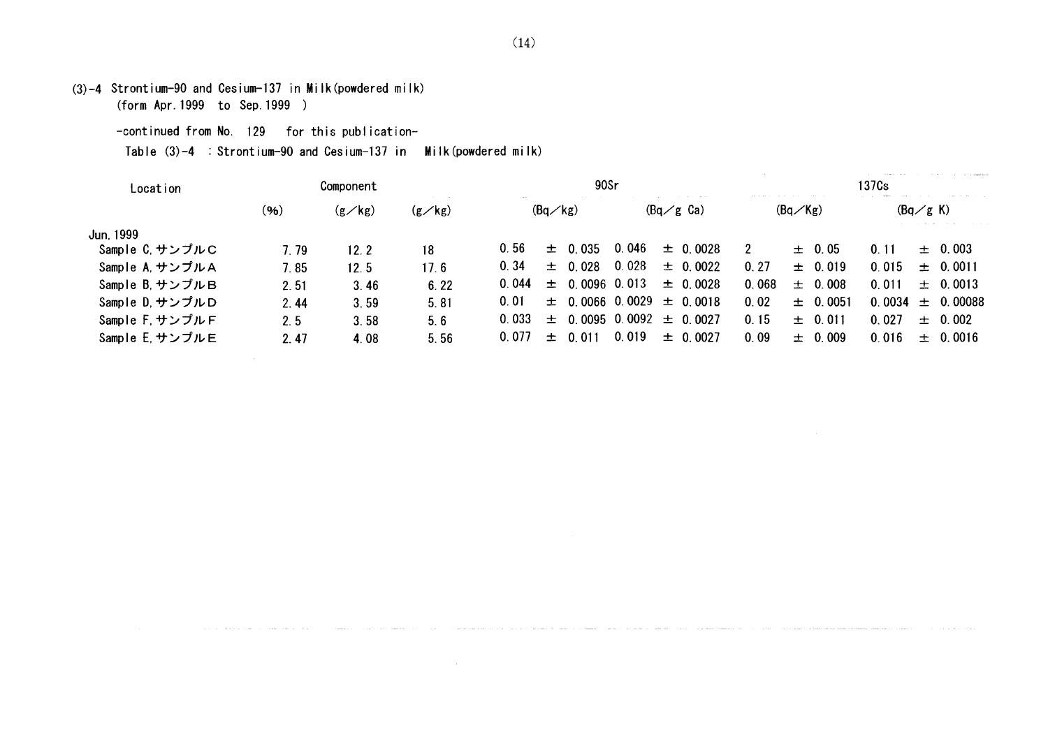(3)-4 Strontium-90 and Cesium-137 in Milk(powdered milk)
(form Apr.1999 to Sep.1999 )

-continued from No. 129 for this publication-

Table (3)-4 : Strontium-90 and Cesium-137 in Milk(powdered milk)

| Location | Component | | | 90Sr | | 137Cs | |
|---|---|---|---|---|---|---|---|
| | (%) | (g/kg) | (g/kg) | (Bq/kg) | (Bq/g Ca) | (Bq/Kg) | (Bq/g K) |
| Jun.1999 | | | | | | | |
| Sample C,サンプルC | 7.79 | 12.2 | 18 | 0.56 ± 0.035 | 0.046 ± 0.0028 | 2 ± 0.05 | 0.11 ± 0.003 |
| Sample A,サンプルA | 7.85 | 12.5 | 17.6 | 0.34 ± 0.028 | 0.028 ± 0.0022 | 0.27 ± 0.019 | 0.015 ± 0.0011 |
| Sample B,サンプルB | 2.51 | 3.46 | 6.22 | 0.044 ± 0.0096 | 0.013 ± 0.0028 | 0.068 ± 0.008 | 0.011 ± 0.0013 |
| Sample D,サンプルD | 2.44 | 3.59 | 5.81 | 0.01 ± 0.0066 | 0.0029 ± 0.0018 | 0.02 ± 0.0051 | 0.0034 ± 0.00088 |
| Sample F,サンプルF | 2.5 | 3.58 | 5.6 | 0.033 ± 0.0095 | 0.0092 ± 0.0027 | 0.15 ± 0.011 | 0.027 ± 0.002 |
| Sample E,サンプルE | 2.47 | 4.08 | 5.56 | 0.077 ± 0.011 | 0.019 ± 0.0027 | 0.09 ± 0.009 | 0.016 ± 0.0016 |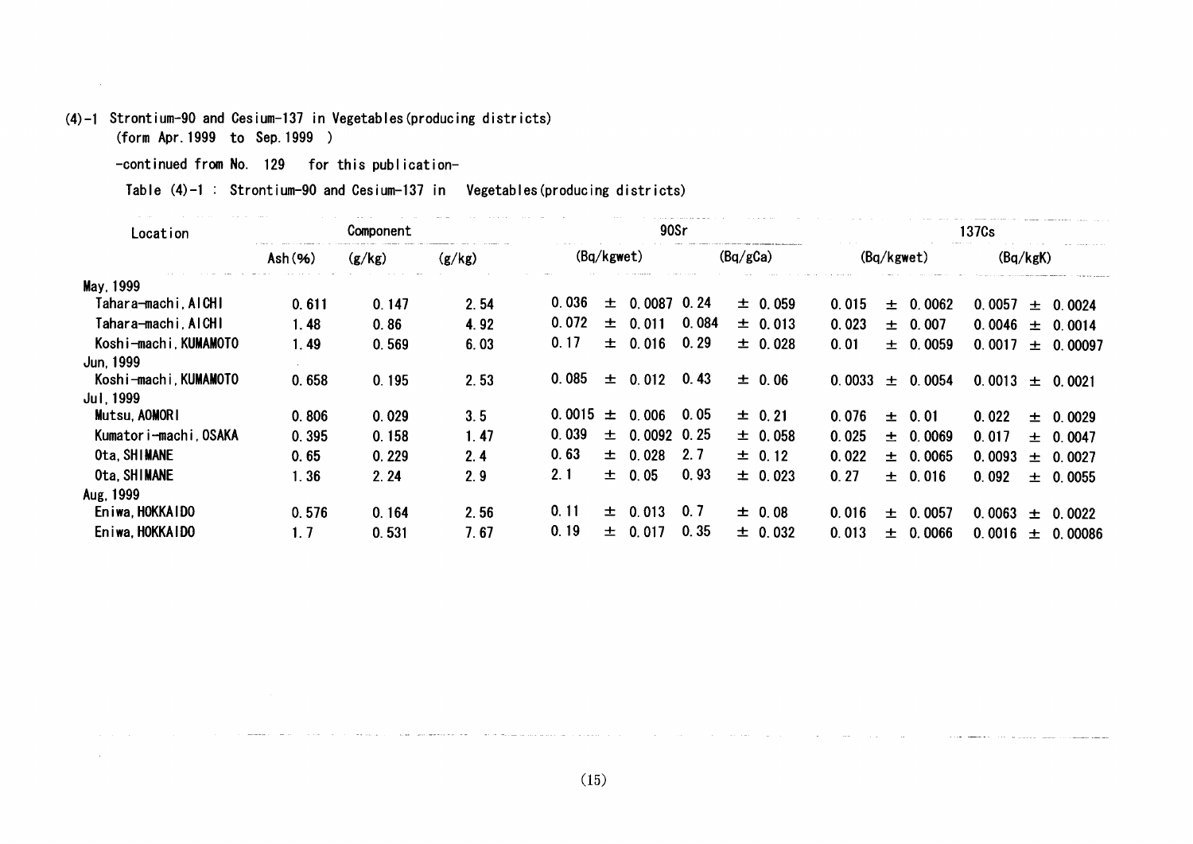(4)-1 Strontium-90 and Cesium-137 in Vegetables(producing districts)
(form Apr.1999 to Sep.1999 )

-continued from No. 129 for this publication-

Table (4)-1 : Strontium-90 and Cesium-137 in Vegetables(producing districts)

| Location | Component | | | 90Sr | | 137Cs | |
|---|---|---|---|---|---|---|---|
| | Ash(%) | (g/kg) | (g/kg) | (Bq/kgwet) | (Bq/gCa) | (Bq/kgwet) | (Bq/kgK) |
| May,1999 | | | | | | | |
| Tahara-machi,AICHI | 0.611 | 0.147 | 2.54 | 0.036 ± 0.0087 | 0.24 ± 0.059 | 0.015 ± 0.0062 | 0.0057 ± 0.0024 |
| Tahara-machi,AICHI | 1.48 | 0.86 | 4.92 | 0.072 ± 0.011 | 0.084 ± 0.013 | 0.023 ± 0.007 | 0.0046 ± 0.0014 |
| Koshi-machi,KUMAMOTO | 1.49 | 0.569 | 6.03 | 0.17 ± 0.016 | 0.29 ± 0.028 | 0.01 ± 0.0059 | 0.0017 ± 0.00097 |
| Jun,1999 | | | | | | | |
| Koshi-machi,KUMAMOTO | 0.658 | 0.195 | 2.53 | 0.085 ± 0.012 | 0.43 ± 0.06 | 0.0033 ± 0.0054 | 0.0013 ± 0.0021 |
| Jul,1999 | | | | | | | |
| Mutsu,AOMORI | 0.806 | 0.029 | 3.5 | 0.0015 ± 0.006 | 0.05 ± 0.21 | 0.076 ± 0.01 | 0.022 ± 0.0029 |
| Kumatori-machi,OSAKA | 0.395 | 0.158 | 1.47 | 0.039 ± 0.0092 | 0.25 ± 0.058 | 0.025 ± 0.0069 | 0.017 ± 0.0047 |
| Ota,SHIMANE | 0.65 | 0.229 | 2.4 | 0.63 ± 0.028 | 2.7 ± 0.12 | 0.022 ± 0.0065 | 0.0093 ± 0.0027 |
| Ota,SHIMANE | 1.36 | 2.24 | 2.9 | 2.1 ± 0.05 | 0.93 ± 0.023 | 0.27 ± 0.016 | 0.092 ± 0.0055 |
| Aug,1999 | | | | | | | |
| Eniwa,HOKKAIDO | 0.576 | 0.164 | 2.56 | 0.11 ± 0.013 | 0.7 ± 0.08 | 0.016 ± 0.0057 | 0.0063 ± 0.0022 |
| Eniwa,HOKKAIDO | 1.7 | 0.531 | 7.67 | 0.19 ± 0.017 | 0.35 ± 0.032 | 0.013 ± 0.0066 | 0.0016 ± 0.00086 |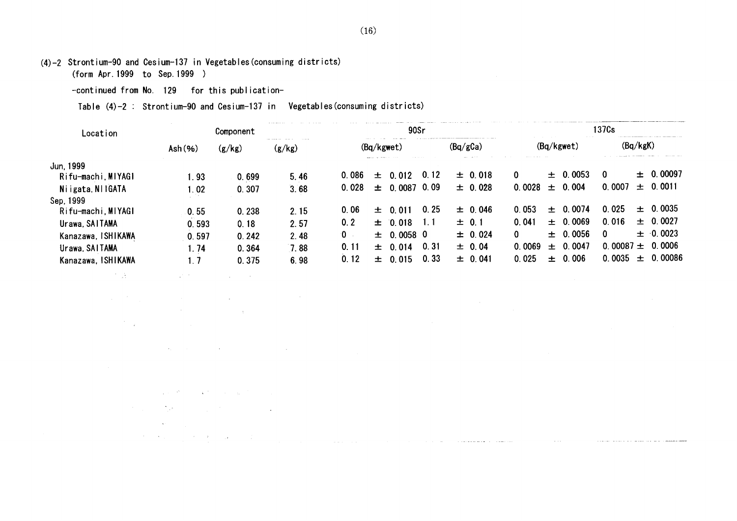(4)-2 Strontium-90 and Cesium-137 in Vegetables(consuming districts)
(form Apr.1999 to Sep.1999 )

-continued from No. 129 for this publication-

Table (4)-2 : Strontium-90 and Cesium-137 in Vegetables(consuming districts)

| Location | Component | | | 90Sr | | 137Cs | |
|---|---|---|---|---|---|---|---|
| | Ash(%) | (g/kg) | (g/kg) | (Bq/kgwet) | (Bq/gCa) | (Bq/kgwet) | (Bq/kgK) |
| Jun,1999 | | | | | | | |
| Rifu-machi,MIYAGI | 1.93 | 0.699 | 5.46 | 0.086 ± 0.012 | 0.12 ± 0.018 | 0 ± 0.0053 | 0 ± 0.00097 |
| Niigata,NIIGATA | 1.02 | 0.307 | 3.68 | 0.028 ± 0.0087 | 0.09 ± 0.028 | 0.0028 ± 0.004 | 0.0007 ± 0.0011 |
| Sep,1999 | | | | | | | |
| Rifu-machi,MIYAGI | 0.55 | 0.238 | 2.15 | 0.06 ± 0.011 | 0.25 ± 0.046 | 0.053 ± 0.0074 | 0.025 ± 0.0035 |
| Urawa,SAITAMA | 0.593 | 0.18 | 2.57 | 0.2 ± 0.018 | 1.1 ± 0.1 | 0.041 ± 0.0069 | 0.016 ± 0.0027 |
| Kanazawa,ISHIKAWA | 0.597 | 0.242 | 2.48 | 0 ± 0.0058 | 0 ± 0.024 | 0 ± 0.0056 | 0 ± 0.0023 |
| Urawa,SAITAMA | 1.74 | 0.364 | 7.88 | 0.11 ± 0.014 | 0.31 ± 0.04 | 0.0069 ± 0.0047 | 0.00087 ± 0.0006 |
| Kanazawa,ISHIKAWA | 1.7 | 0.375 | 6.98 | 0.12 ± 0.015 | 0.33 ± 0.041 | 0.025 ± 0.006 | 0.0035 ± 0.00086 |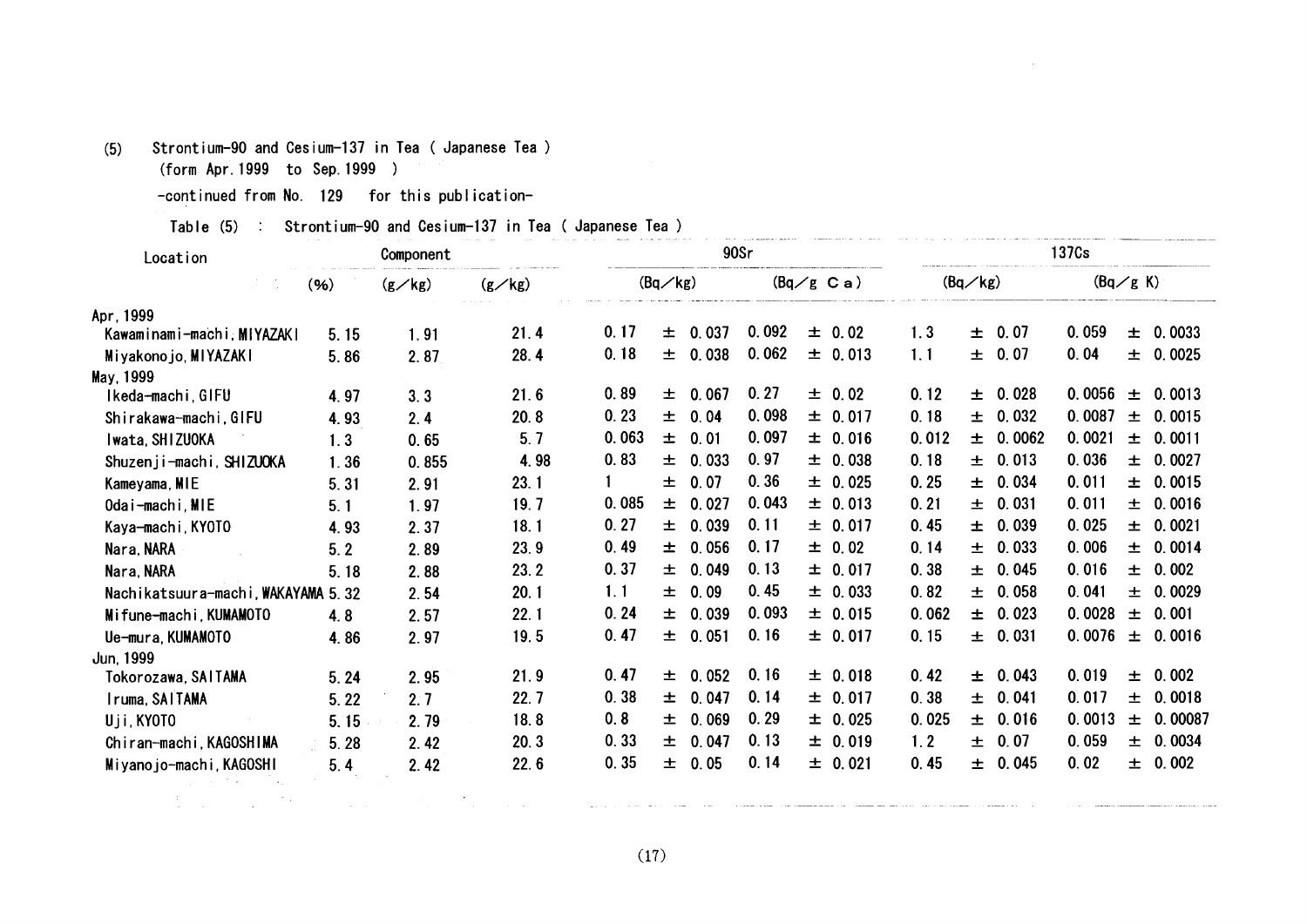(5) Strontium-90 and Cesium-137 in Tea ( Japanese Tea )
(form Apr.1999 to Sep.1999 )

-continued from No. 129 for this publication-

Table (5) : Strontium-90 and Cesium-137 in Tea ( Japanese Tea )

| Location | Component | | | 90Sr | | 137Cs | |
|---|---|---|---|---|---|---|---|
| | (%) | (g/kg) | (g/kg) | (Bq/kg) | (Bq/g Ca) | (Bq/kg) | (Bq/g K) |
| Apr,1999 | | | | | | | |
| Kawaminami-machi,MIYAZAKI | 5.15 | 1.91 | 21.4 | 0.17 ± 0.037 | 0.092 ± 0.02 | 1.3 ± 0.07 | 0.059 ± 0.0033 |
| Miyakonojo,MIYAZAKI | 5.86 | 2.87 | 28.4 | 0.18 ± 0.038 | 0.062 ± 0.013 | 1.1 ± 0.07 | 0.04 ± 0.0025 |
| May,1999 | | | | | | | |
| Ikeda-machi,GIFU | 4.97 | 3.3 | 21.6 | 0.89 ± 0.067 | 0.27 ± 0.02 | 0.12 ± 0.028 | 0.0056 ± 0.0013 |
| Shirakawa-machi,GIFU | 4.93 | 2.4 | 20.8 | 0.23 ± 0.04 | 0.098 ± 0.017 | 0.18 ± 0.032 | 0.0087 ± 0.0015 |
| Iwata,SHIZUOKA | 1.3 | 0.65 | 5.7 | 0.063 ± 0.01 | 0.097 ± 0.016 | 0.012 ± 0.0062 | 0.0021 ± 0.0011 |
| Shuzenji-machi,SHIZUOKA | 1.36 | 0.855 | 4.98 | 0.83 ± 0.033 | 0.97 ± 0.038 | 0.18 ± 0.013 | 0.036 ± 0.0027 |
| Kameyama,MIE | 5.31 | 2.91 | 23.1 | 1 ± 0.07 | 0.36 ± 0.025 | 0.25 ± 0.034 | 0.011 ± 0.0015 |
| Odai-machi,MIE | 5.1 | 1.97 | 19.7 | 0.085 ± 0.027 | 0.043 ± 0.013 | 0.21 ± 0.031 | 0.011 ± 0.0016 |
| Kaya-machi,KYOTO | 4.93 | 2.37 | 18.1 | 0.27 ± 0.039 | 0.11 ± 0.017 | 0.45 ± 0.039 | 0.025 ± 0.0021 |
| Nara,NARA | 5.2 | 2.89 | 23.9 | 0.49 ± 0.056 | 0.17 ± 0.02 | 0.14 ± 0.033 | 0.006 ± 0.0014 |
| Nara,NARA | 5.18 | 2.88 | 23.2 | 0.37 ± 0.049 | 0.13 ± 0.017 | 0.38 ± 0.045 | 0.016 ± 0.002 |
| Nachikatsuura-machi,WAKAYAMA | 5.32 | 2.54 | 20.1 | 1.1 ± 0.09 | 0.45 ± 0.033 | 0.82 ± 0.058 | 0.041 ± 0.0029 |
| Mifune-machi,KUMAMOTO | 4.8 | 2.57 | 22.1 | 0.24 ± 0.039 | 0.093 ± 0.015 | 0.062 ± 0.023 | 0.0028 ± 0.001 |
| Ue-mura,KUMAMOTO | 4.86 | 2.97 | 19.5 | 0.47 ± 0.051 | 0.16 ± 0.017 | 0.15 ± 0.031 | 0.0076 ± 0.0016 |
| Jun,1999 | | | | | | | |
| Tokorozawa,SAITAMA | 5.24 | 2.95 | 21.9 | 0.47 ± 0.052 | 0.16 ± 0.018 | 0.42 ± 0.043 | 0.019 ± 0.002 |
| Iruma,SAITAMA | 5.22 | 2.7 | 22.7 | 0.38 ± 0.047 | 0.14 ± 0.017 | 0.38 ± 0.041 | 0.017 ± 0.0018 |
| Uji,KYOTO | 5.15 | 2.79 | 18.8 | 0.8 ± 0.069 | 0.29 ± 0.025 | 0.025 ± 0.016 | 0.0013 ± 0.00087 |
| Chiran-machi,KAGOSHIMA | 5.28 | 2.42 | 20.3 | 0.33 ± 0.047 | 0.13 ± 0.019 | 1.2 ± 0.07 | 0.059 ± 0.0034 |
| Miyanojo-machi,KAGOSHI | 5.4 | 2.42 | 22.6 | 0.35 ± 0.05 | 0.14 ± 0.021 | 0.45 ± 0.045 | 0.02 ± 0.002 |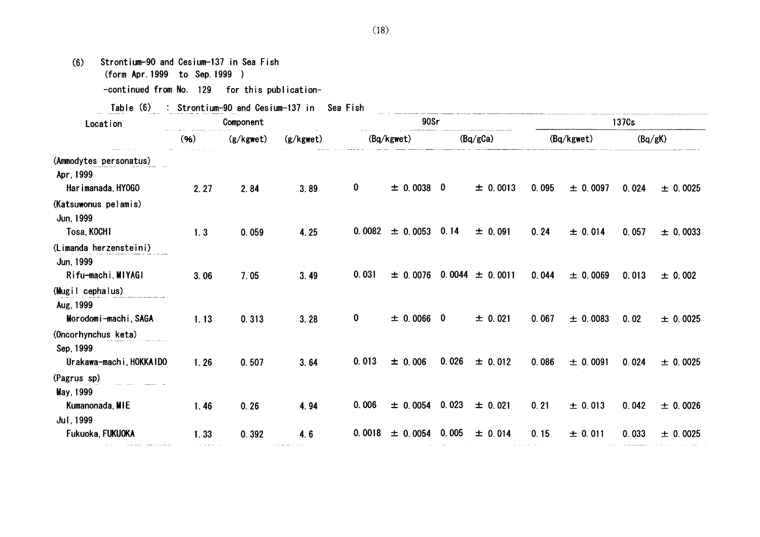(6) Strontium-90 and Cesium-137 in Sea Fish
(form Apr.1999 to Sep.1999 )

-continued from No. 129 for this publication-

Table (6) : Strontium-90 and Cesium-137 in Sea Fish

| Location | Component | | | 90Sr | | | | 137Cs | | | |
|---|---|---|---|---|---|---|---|---|---|---|---|
| | (%) | (g/kgwet) | (g/kgwet) | (Bq/kgwet) | | (Bq/gCa) | | (Bq/kgwet) | | (Bq/gK) | |
| (Ammodytes personatus) | | | | | | | | | | | |
| Apr, 1999 | | | | | | | | | | | |
| Harimanada, HYOGO | 2.27 | 2.84 | 3.89 | 0 | ± 0.0038 | 0 | ± 0.0013 | 0.095 | ± 0.0097 | 0.024 | ± 0.0025 |
| (Katsuwonus pelamis) | | | | | | | | | | | |
| Jun, 1999 | | | | | | | | | | | |
| Tosa, KOCHI | 1.3 | 0.059 | 4.25 | 0.0082 | ± 0.0053 | 0.14 | ± 0.091 | 0.24 | ± 0.014 | 0.057 | ± 0.0033 |
| (Limanda herzensteini) | | | | | | | | | | | |
| Jun, 1999 | | | | | | | | | | | |
| Rifu-machi, MIYAGI | 3.06 | 7.05 | 3.49 | 0.031 | ± 0.0076 | 0.0044 | ± 0.0011 | 0.044 | ± 0.0069 | 0.013 | ± 0.002 |
| (Mugil cephalus) | | | | | | | | | | | |
| Aug, 1999 | | | | | | | | | | | |
| Morodomi-machi, SAGA | 1.13 | 0.313 | 3.28 | 0 | ± 0.0066 | 0 | ± 0.021 | 0.067 | ± 0.0083 | 0.02 | ± 0.0025 |
| (Oncorhynchus keta) | | | | | | | | | | | |
| Sep, 1999 | | | | | | | | | | | |
| Urakawa-machi, HOKKAIDO | 1.26 | 0.507 | 3.64 | 0.013 | ± 0.006 | 0.026 | ± 0.012 | 0.086 | ± 0.0091 | 0.024 | ± 0.0025 |
| (Pagrus sp) | | | | | | | | | | | |
| May, 1999 | | | | | | | | | | | |
| Kumanonada, MIE | 1.46 | 0.26 | 4.94 | 0.006 | ± 0.0054 | 0.023 | ± 0.021 | 0.21 | ± 0.013 | 0.042 | ± 0.0026 |
| Jul, 1999 | | | | | | | | | | | |
| Fukuoka, FUKUOKA | 1.33 | 0.392 | 4.6 | 0.0018 | ± 0.0054 | 0.005 | ± 0.014 | 0.15 | ± 0.011 | 0.033 | ± 0.0025 |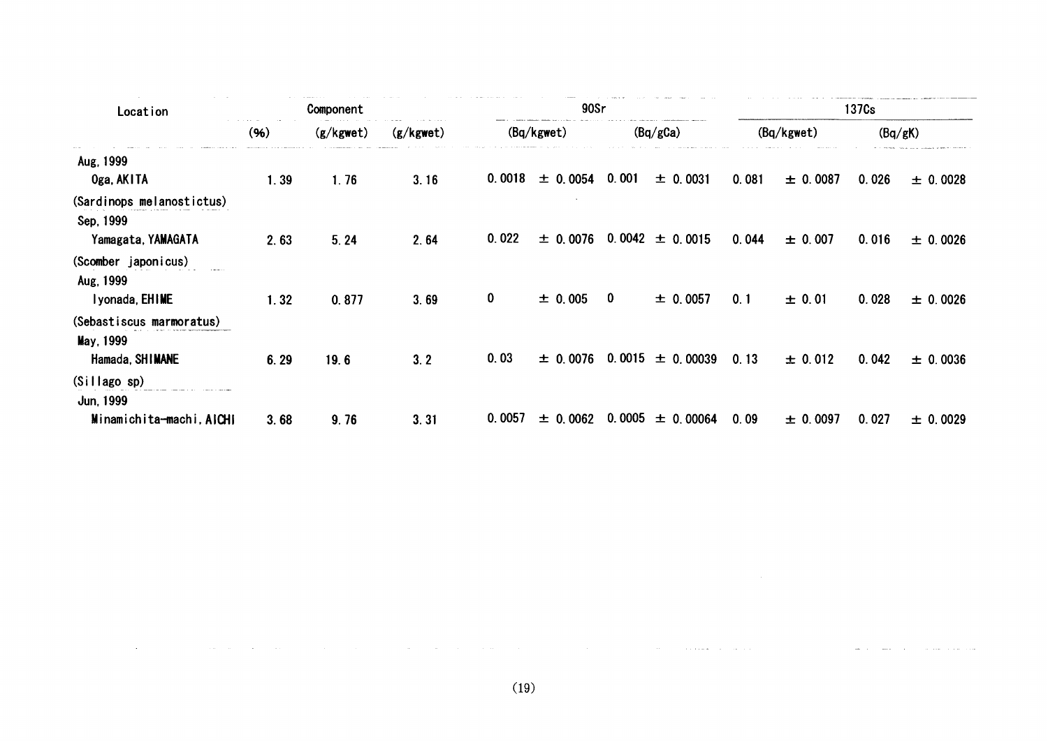| Location | Component | | | 90Sr | | | | 137Cs | | | |
|---|---|---|---|---|---|---|---|---|---|---|---|
| | (%) | (g/kgwet) | (g/kgwet) | (Bq/kgwet) | | (Bq/gCa) | | (Bq/kgwet) | | (Bq/gK) | |
| Aug, 1999 | | | | | | | | | | | |
| Oga, AKITA | 1.39 | 1.76 | 3.16 | 0.0018 | ± 0.0054 | 0.001 | ± 0.0031 | 0.081 | ± 0.0087 | 0.026 | ± 0.0028 |
| (Sardinops melanostictus) | | | | | | | | | | | |
| Sep, 1999 | | | | | | | | | | | |
| Yamagata, YAMAGATA | 2.63 | 5.24 | 2.64 | 0.022 | ± 0.0076 | 0.0042 | ± 0.0015 | 0.044 | ± 0.007 | 0.016 | ± 0.0026 |
| (Scomber japonicus) | | | | | | | | | | | |
| Aug, 1999 | | | | | | | | | | | |
| Iyonada, EHIME | 1.32 | 0.877 | 3.69 | 0 | ± 0.005 | 0 | ± 0.0057 | 0.1 | ± 0.01 | 0.028 | ± 0.0026 |
| (Sebastiscus marmoratus) | | | | | | | | | | | |
| May, 1999 | | | | | | | | | | | |
| Hamada, SHIMANE | 6.29 | 19.6 | 3.2 | 0.03 | ± 0.0076 | 0.0015 | ± 0.00039 | 0.13 | ± 0.012 | 0.042 | ± 0.0036 |
| (Sillago sp) | | | | | | | | | | | |
| Jun, 1999 | | | | | | | | | | | |
| Minamichita-machi, AICHI | 3.68 | 9.76 | 3.31 | 0.0057 | ± 0.0062 | 0.0005 | ± 0.00064 | 0.09 | ± 0.0097 | 0.027 | ± 0.0029 |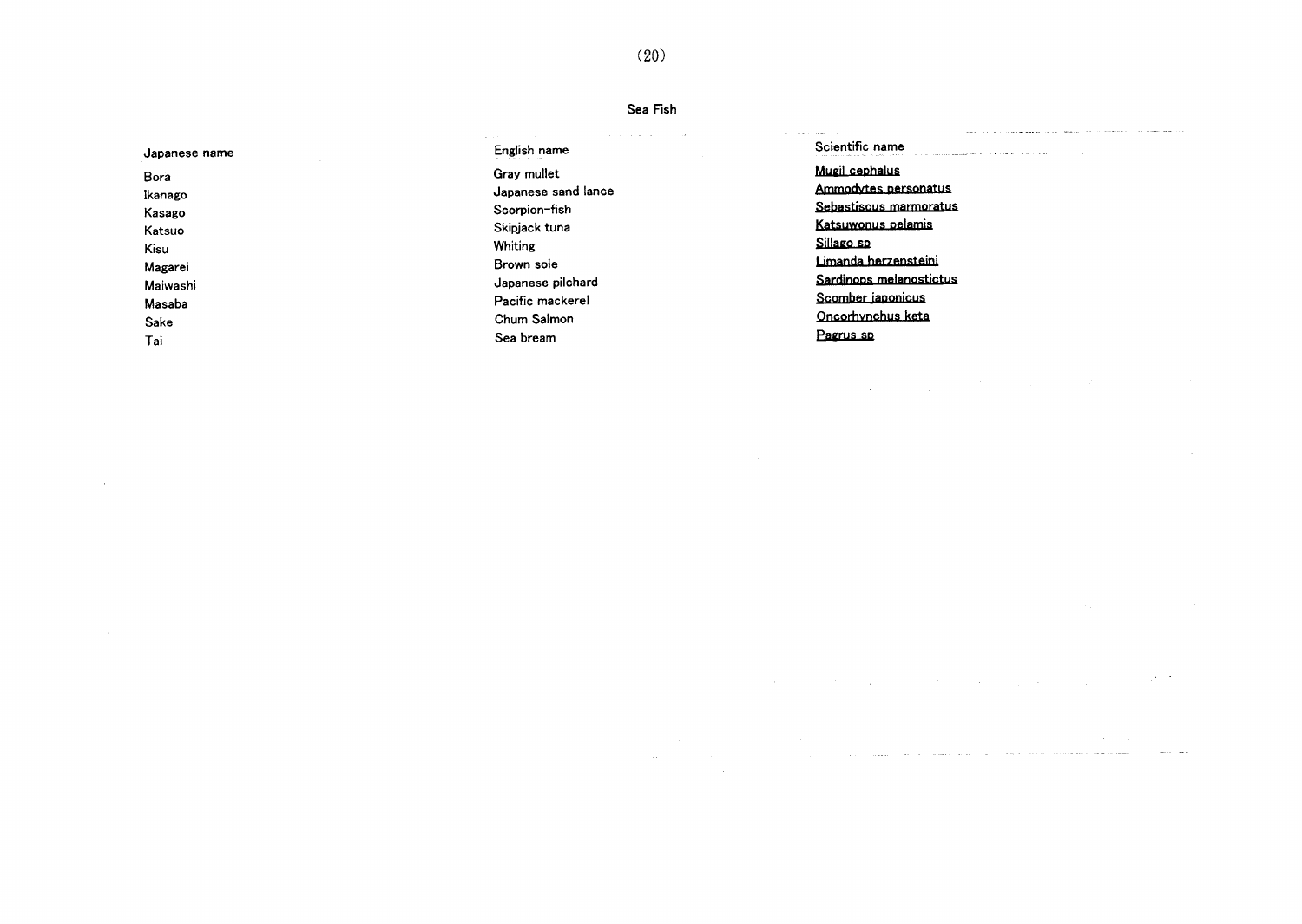## Sea Fish

| Japanese name | English name | Scientific name |
|---|---|---|
| Bora | Gray mullet | Mugil cephalus |
| Ikanago | Japanese sand lance | Ammodytes personatus |
| Kasago | Scorpion-fish | Sebastiscus marmoratus |
| Katsuo | Skipjack tuna | Katsuwonus pelamis |
| Kisu | Whiting | Sillago sp |
| Magarei | Brown sole | Limanda herzensteini |
| Maiwashi | Japanese pilchard | Sardinops melanostictus |
| Masaba | Pacific mackerel | Scomber japonicus |
| Sake | Chum Salmon | Oncorhynchus keta |
| Tai | Sea bream | Pagrus sp |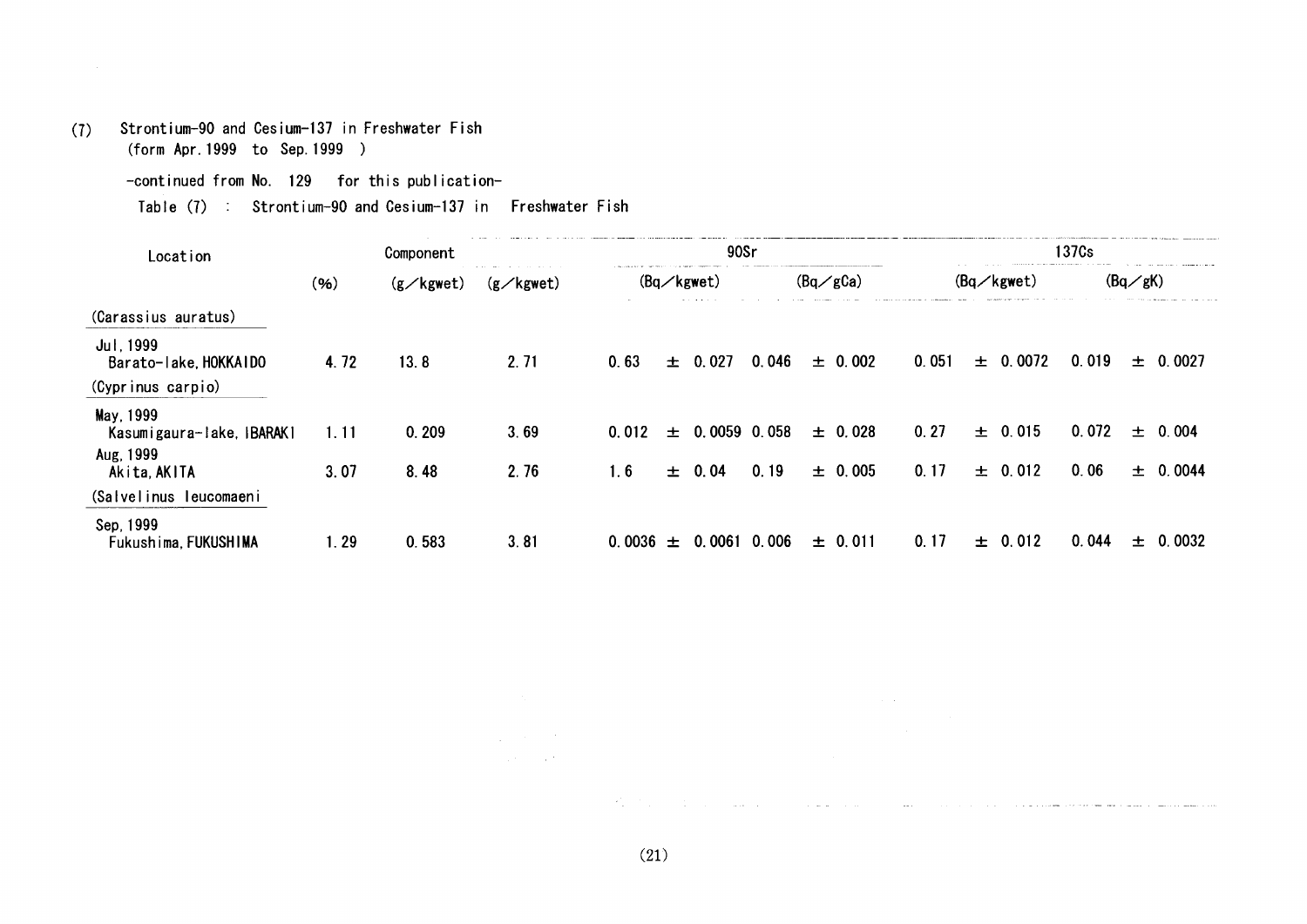(7) Strontium-90 and Cesium-137 in Freshwater Fish
(form Apr.1999 to Sep.1999 )

-continued from No. 129 for this publication-

Table (7) : Strontium-90 and Cesium-137 in Freshwater Fish

| Location | Component | | | 90Sr | | 137Cs | |
|---|---|---|---|---|---|---|---|
| | (%) | (g/kgwet) | (g/kgwet) | (Bq/kgwet) | (Bq/gCa) | (Bq/kgwet) | (Bq/gK) |
| (Carassius auratus) | | | | | | | |
| Jul, 1999 Barato-lake, HOKKAIDO | 4.72 | 13.8 | 2.71 | 0.63 ± 0.027 | 0.046 ± 0.002 | 0.051 ± 0.0072 | 0.019 ± 0.0027 |
| (Cyprinus carpio) | | | | | | | |
| May, 1999 Kasumigaura-lake, IBARAKI | 1.11 | 0.209 | 3.69 | 0.012 ± 0.0059 | 0.058 ± 0.028 | 0.27 ± 0.015 | 0.072 ± 0.004 |
| Aug, 1999 Akita, AKITA | 3.07 | 8.48 | 2.76 | 1.6 ± 0.04 | 0.19 ± 0.005 | 0.17 ± 0.012 | 0.06 ± 0.0044 |
| (Salvelinus leucomaeni | | | | | | | |
| Sep, 1999 Fukushima, FUKUSHIMA | 1.29 | 0.583 | 3.81 | 0.0036 ± 0.0061 | 0.006 ± 0.011 | 0.17 ± 0.012 | 0.044 ± 0.0032 |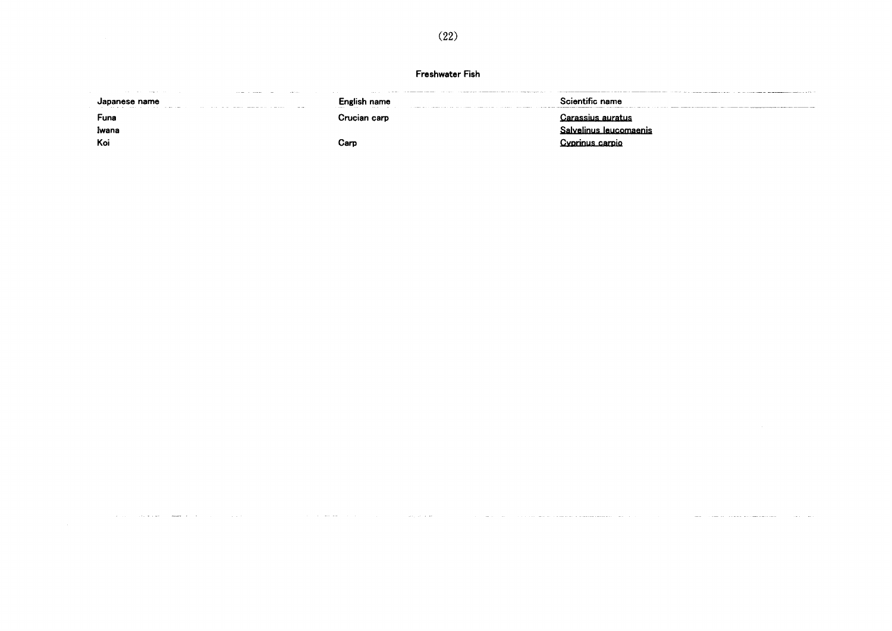## Freshwater Fish

| Japanese name | English name | Scientific name |
|---|---|---|
| Funa | Crucian carp | Carassius auratus |
| Iwana | | Salvelinus leucomaenis |
| Koi | Carp | Cyprinus carpio |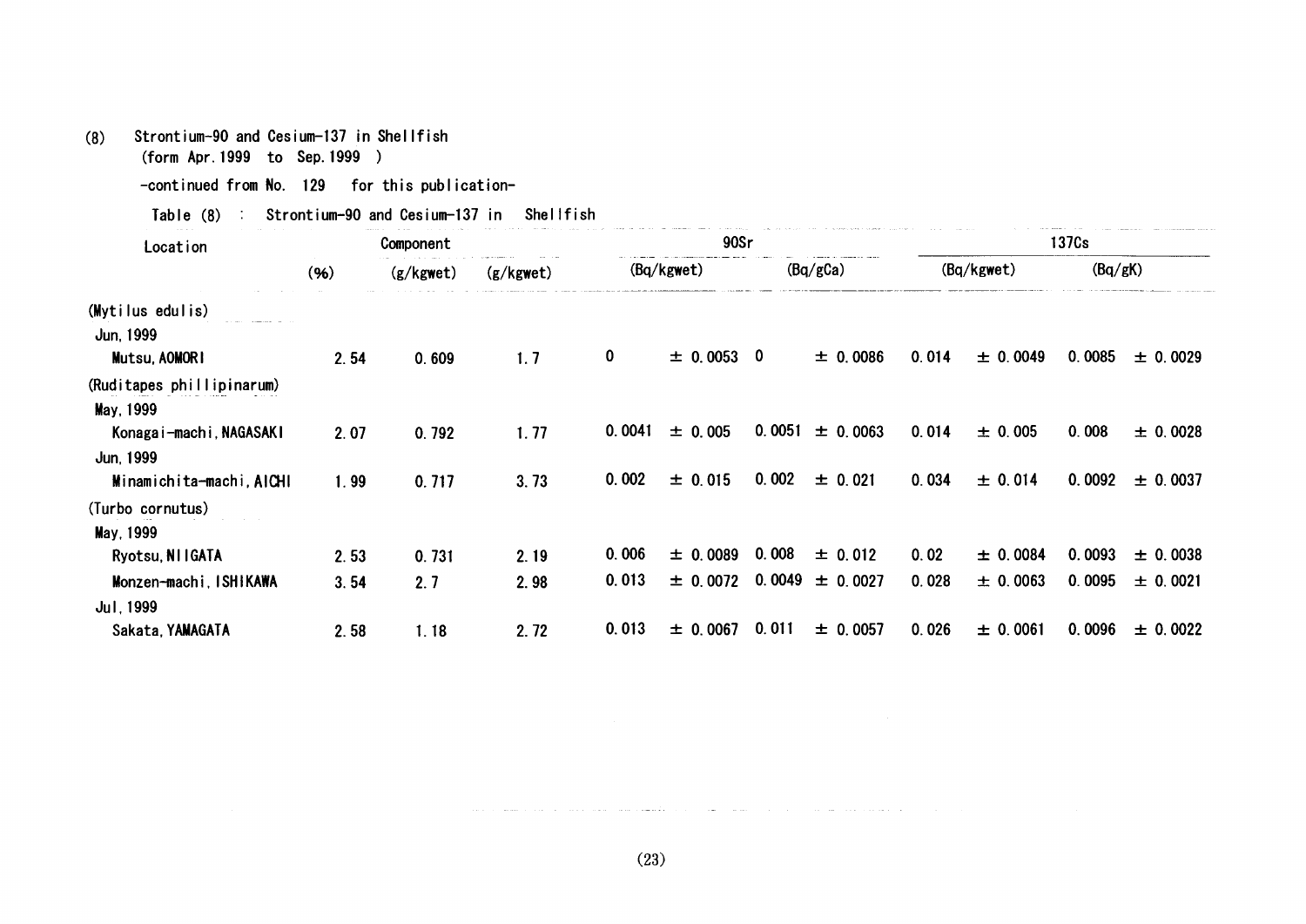(8) Strontium-90 and Cesium-137 in Shellfish
(form Apr.1999 to Sep.1999 )

-continued from No. 129 for this publication-

Table (8) : Strontium-90 and Cesium-137 in Shellfish

| Location | Component | | | 90Sr | | | | 137Cs | | | |
|---|---|---|---|---|---|---|---|---|---|---|---|
| | (%) | (g/kgwet) | (g/kgwet) | (Bq/kgwet) | | (Bq/gCa) | | (Bq/kgwet) | | (Bq/gK) | |
| (Mytilus edulis) | | | | | | | | | | | |
| Jun, 1999 | | | | | | | | | | | |
| Mutsu, AOMORI | 2.54 | 0.609 | 1.7 | 0 | ± 0.0053 | 0 | ± 0.0086 | 0.014 | ± 0.0049 | 0.0085 | ± 0.0029 |
| (Ruditapes phillipinarum) | | | | | | | | | | | |
| May, 1999 | | | | | | | | | | | |
| Konagai-machi, NAGASAKI | 2.07 | 0.792 | 1.77 | 0.0041 | ± 0.005 | 0.0051 | ± 0.0063 | 0.014 | ± 0.005 | 0.008 | ± 0.0028 |
| Jun, 1999 | | | | | | | | | | | |
| Minamichita-machi, AICHI | 1.99 | 0.717 | 3.73 | 0.002 | ± 0.015 | 0.002 | ± 0.021 | 0.034 | ± 0.014 | 0.0092 | ± 0.0037 |
| (Turbo cornutus) | | | | | | | | | | | |
| May, 1999 | | | | | | | | | | | |
| Ryotsu, NIIGATA | 2.53 | 0.731 | 2.19 | 0.006 | ± 0.0089 | 0.008 | ± 0.012 | 0.02 | ± 0.0084 | 0.0093 | ± 0.0038 |
| Monzen-machi, ISHIKAWA | 3.54 | 2.7 | 2.98 | 0.013 | ± 0.0072 | 0.0049 | ± 0.0027 | 0.028 | ± 0.0063 | 0.0095 | ± 0.0021 |
| Jul, 1999 | | | | | | | | | | | |
| Sakata, YAMAGATA | 2.58 | 1.18 | 2.72 | 0.013 | ± 0.0067 | 0.011 | ± 0.0057 | 0.026 | ± 0.0061 | 0.0096 | ± 0.0022 |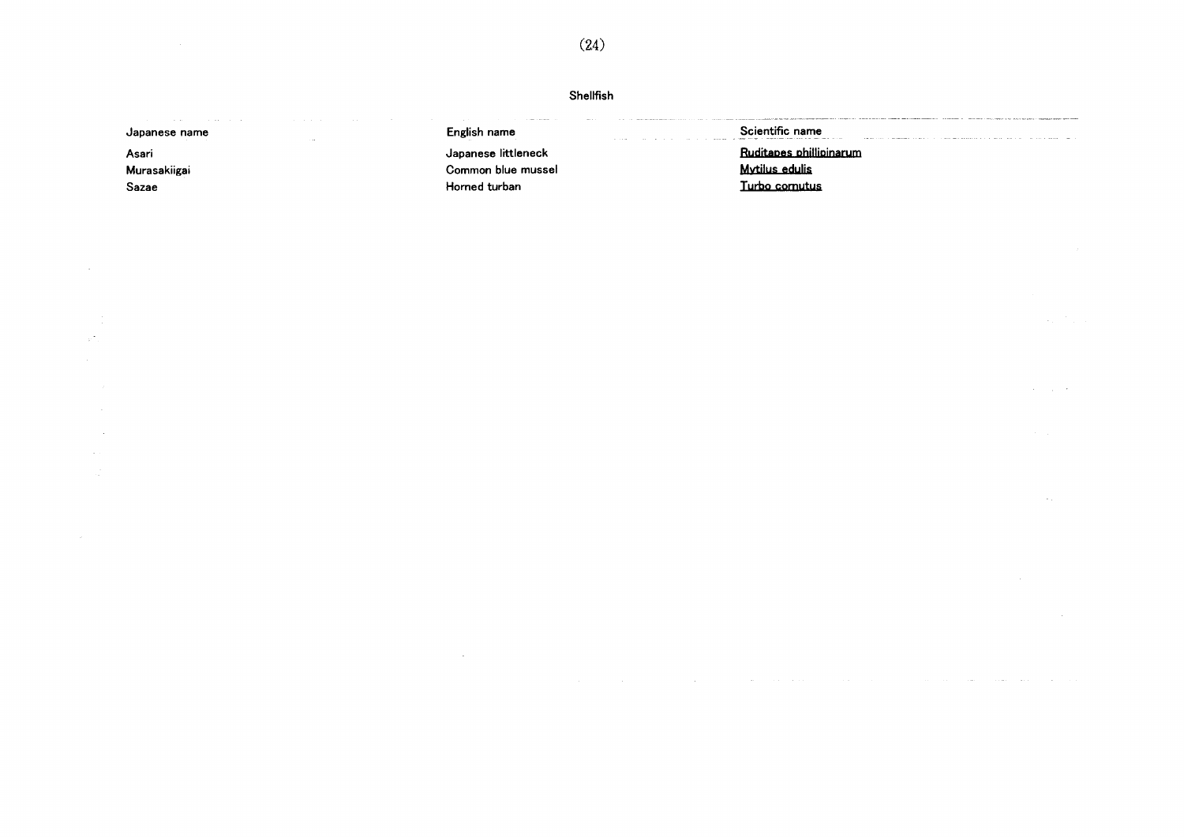## Shellfish

| Japanese name | English name | Scientific name |
| --- | --- | --- |
| Asari | Japanese littleneck | Ruditapes phillipinarum |
| Murasakiigai | Common blue mussel | Mytilus edulis |
| Sazae | Horned turban | Turbo cornutus |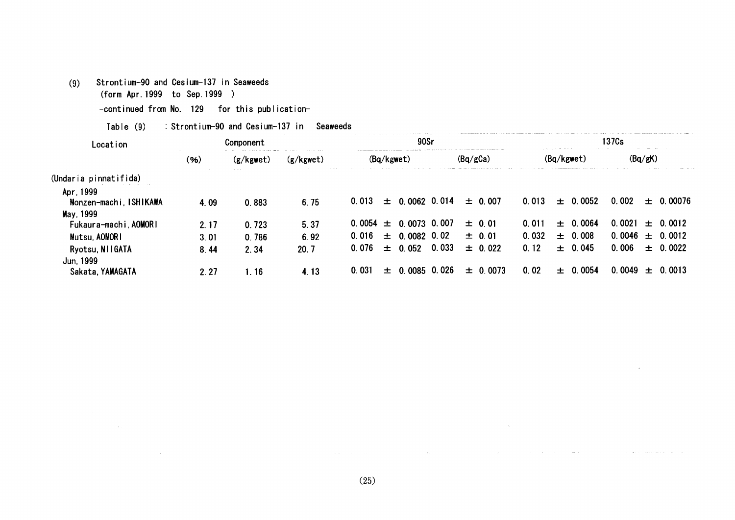(9) Strontium-90 and Cesium-137 in Seaweeds
(form Apr.1999 to Sep.1999 )

-continued from No. 129 for this publication-

Table (9) : Strontium-90 and Cesium-137 in Seaweeds

| Location | Component | | | 90Sr | | 137Cs | |
|---|---|---|---|---|---|---|---|
| | (%) | (g/kgwet) | (g/kgwet) | (Bq/kgwet) | (Bq/gCa) | (Bq/kgwet) | (Bq/gK) |
| (Undaria pinnatifida) | | | | | | | |
| Apr, 1999 | | | | | | | |
| Monzen-machi, ISHIKAWA | 4.09 | 0.883 | 6.75 | 0.013 ± 0.0062 | 0.014 ± 0.007 | 0.013 ± 0.0052 | 0.002 ± 0.00076 |
| May, 1999 | | | | | | | |
| Fukaura-machi, AOMORI | 2.17 | 0.723 | 5.37 | 0.0054 ± 0.0073 | 0.007 ± 0.01 | 0.011 ± 0.0064 | 0.0021 ± 0.0012 |
| Mutsu, AOMORI | 3.01 | 0.786 | 6.92 | 0.016 ± 0.0082 | 0.02 ± 0.01 | 0.032 ± 0.008 | 0.0046 ± 0.0012 |
| Ryotsu, NIIGATA | 8.44 | 2.34 | 20.7 | 0.076 ± 0.052 | 0.033 ± 0.022 | 0.12 ± 0.045 | 0.006 ± 0.0022 |
| Jun, 1999 | | | | | | | |
| Sakata, YAMAGATA | 2.27 | 1.16 | 4.13 | 0.031 ± 0.0085 | 0.026 ± 0.0073 | 0.02 ± 0.0054 | 0.0049 ± 0.0013 |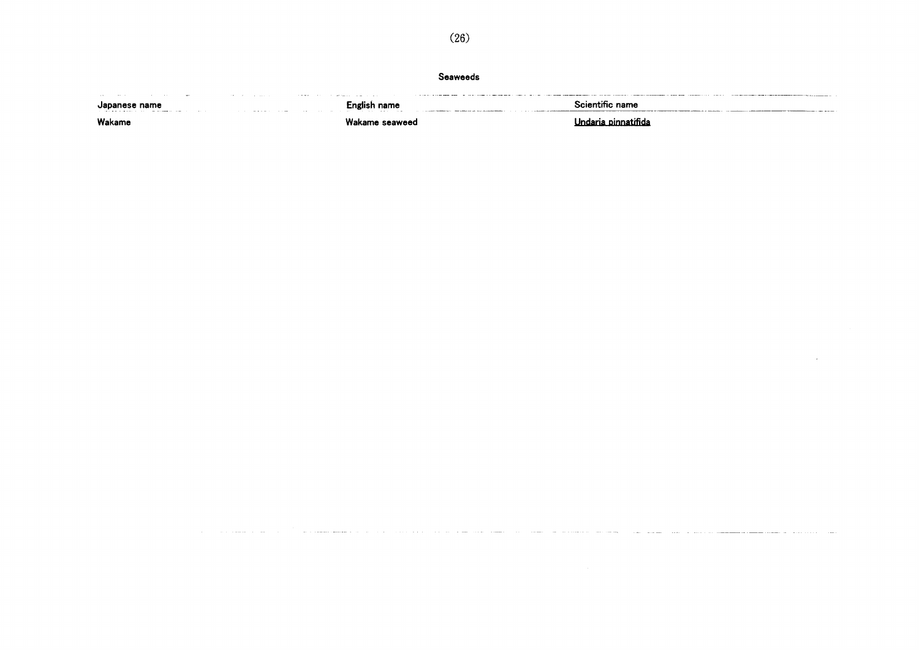## Seaweeds

| Japanese name | English name | Scientific name |
|---|---|---|
| Wakame | Wakame seaweed | Undaria pinnatifida |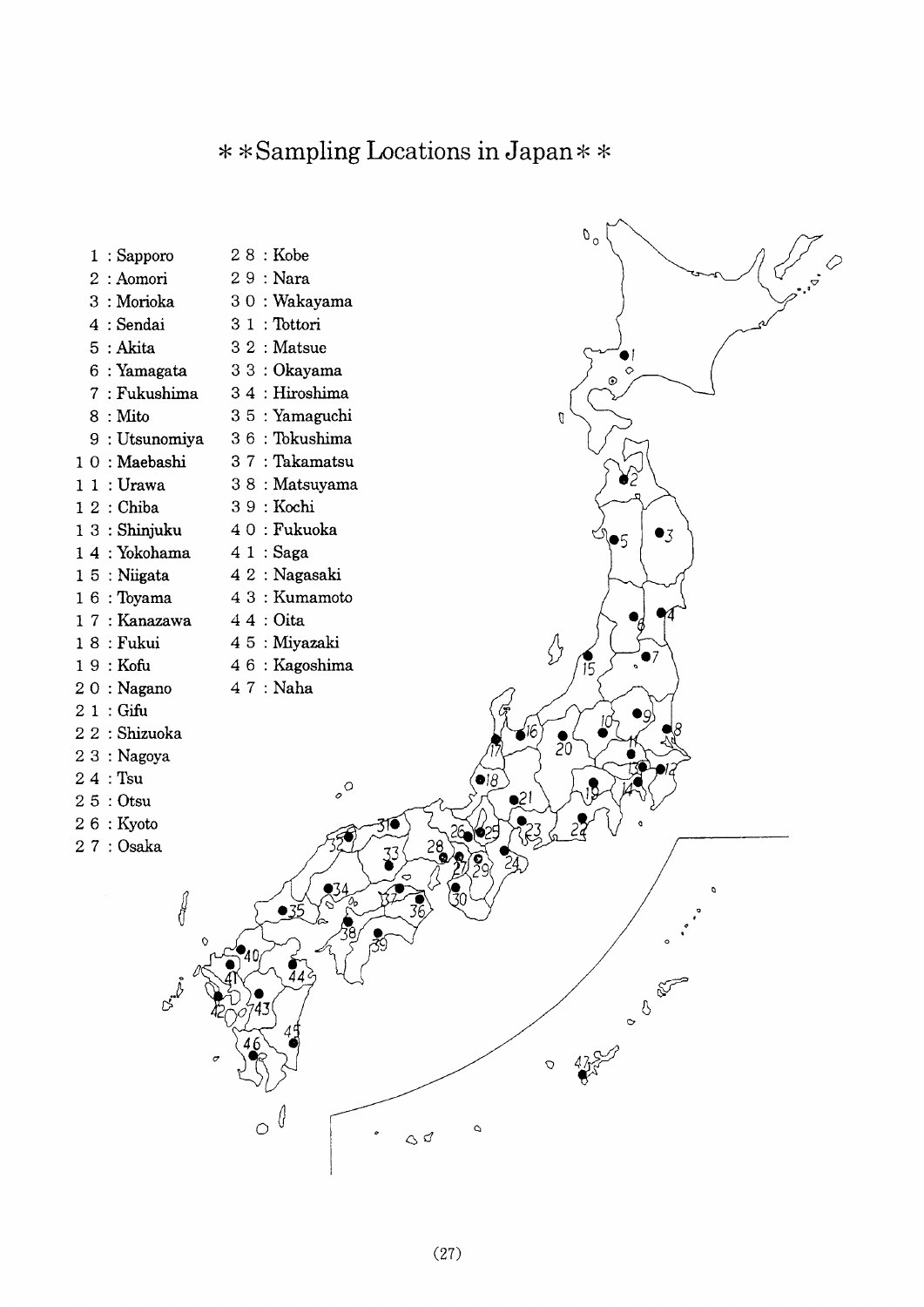# \* \*Sampling Locations in Japan\* \*

1 : Sapporo
2 : Aomori
3 : Morioka
4 : Sendai
5 : Akita
6 : Yamagata
7 : Fukushima
8 : Mito
9 : Utsunomiya
10 : Maebashi
11 : Urawa
12 : Chiba
13 : Shinjuku
14 : Yokohama
15 : Niigata
16 : Toyama
17 : Kanazawa
18 : Fukui
19 : Kofu
20 : Nagano
21 : Gifu
22 : Shizuoka
23 : Nagoya
24 : Tsu
25 : Otsu
26 : Kyoto
27 : Osaka
28 : Kobe
29 : Nara
30 : Wakayama
31 : Tottori
32 : Matsue
33 : Okayama
34 : Hiroshima
35 : Yamaguchi
36 : Tokushima
37 : Takamatsu
38 : Matsuyama
39 : Kochi
40 : Fukuoka
41 : Saga
42 : Nagasaki
43 : Kumamoto
44 : Oita
45 : Miyazaki
46 : Kagoshima
47 : Naha